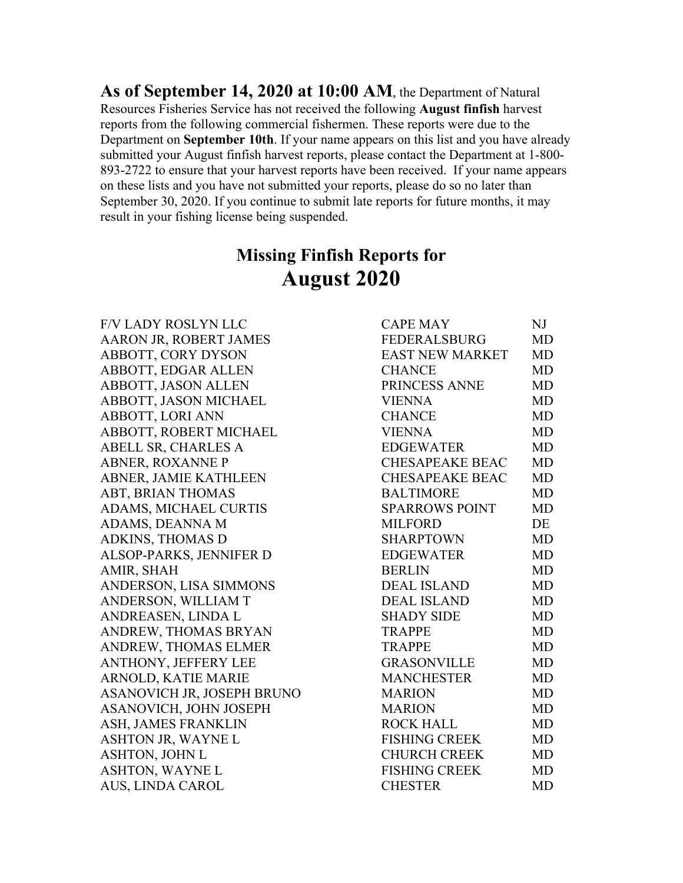**As of September 14, 2020 at 10:00 AM**, the Department of Natural Resources Fisheries Service has not received the following **August finfish** harvest reports from the following commercial fishermen. These reports were due to the Department on **September 10th**. If your name appears on this list and you have already submitted your August finfish harvest reports, please contact the Department at 1-800-893-2722 to ensure that your harvest reports have been received. If your name appears on these lists and you have not submitted your reports, please do so no later than September 30, 2020. If you continue to submit late reports for future months, it may result in your fishing license being suspended.

## Missing Finfish Reports for

# August 2020

| | | |
|---|---|---|
| F/V LADY ROSLYN LLC | CAPE MAY | NJ |
| AARON JR, ROBERT JAMES | FEDERALSBURG | MD |
| ABBOTT, CORY DYSON | EAST NEW MARKET | MD |
| ABBOTT, EDGAR ALLEN | CHANCE | MD |
| ABBOTT, JASON ALLEN | PRINCESS ANNE | MD |
| ABBOTT, JASON MICHAEL | VIENNA | MD |
| ABBOTT, LORI ANN | CHANCE | MD |
| ABBOTT, ROBERT MICHAEL | VIENNA | MD |
| ABELL SR, CHARLES A | EDGEWATER | MD |
| ABNER, ROXANNE P | CHESAPEAKE BEAC | MD |
| ABNER, JAMIE KATHLEEN | CHESAPEAKE BEAC | MD |
| ABT, BRIAN THOMAS | BALTIMORE | MD |
| ADAMS, MICHAEL CURTIS | SPARROWS POINT | MD |
| ADAMS, DEANNA M | MILFORD | DE |
| ADKINS, THOMAS D | SHARPTOWN | MD |
| ALSOP-PARKS, JENNIFER D | EDGEWATER | MD |
| AMIR, SHAH | BERLIN | MD |
| ANDERSON, LISA SIMMONS | DEAL ISLAND | MD |
| ANDERSON, WILLIAM T | DEAL ISLAND | MD |
| ANDREASEN, LINDA L | SHADY SIDE | MD |
| ANDREW, THOMAS BRYAN | TRAPPE | MD |
| ANDREW, THOMAS ELMER | TRAPPE | MD |
| ANTHONY, JEFFERY LEE | GRASONVILLE | MD |
| ARNOLD, KATIE MARIE | MANCHESTER | MD |
| ASANOVICH JR, JOSEPH BRUNO | MARION | MD |
| ASANOVICH, JOHN JOSEPH | MARION | MD |
| ASH, JAMES FRANKLIN | ROCK HALL | MD |
| ASHTON JR, WAYNE L | FISHING CREEK | MD |
| ASHTON, JOHN L | CHURCH CREEK | MD |
| ASHTON, WAYNE L | FISHING CREEK | MD |
| AUS, LINDA CAROL | CHESTER | MD |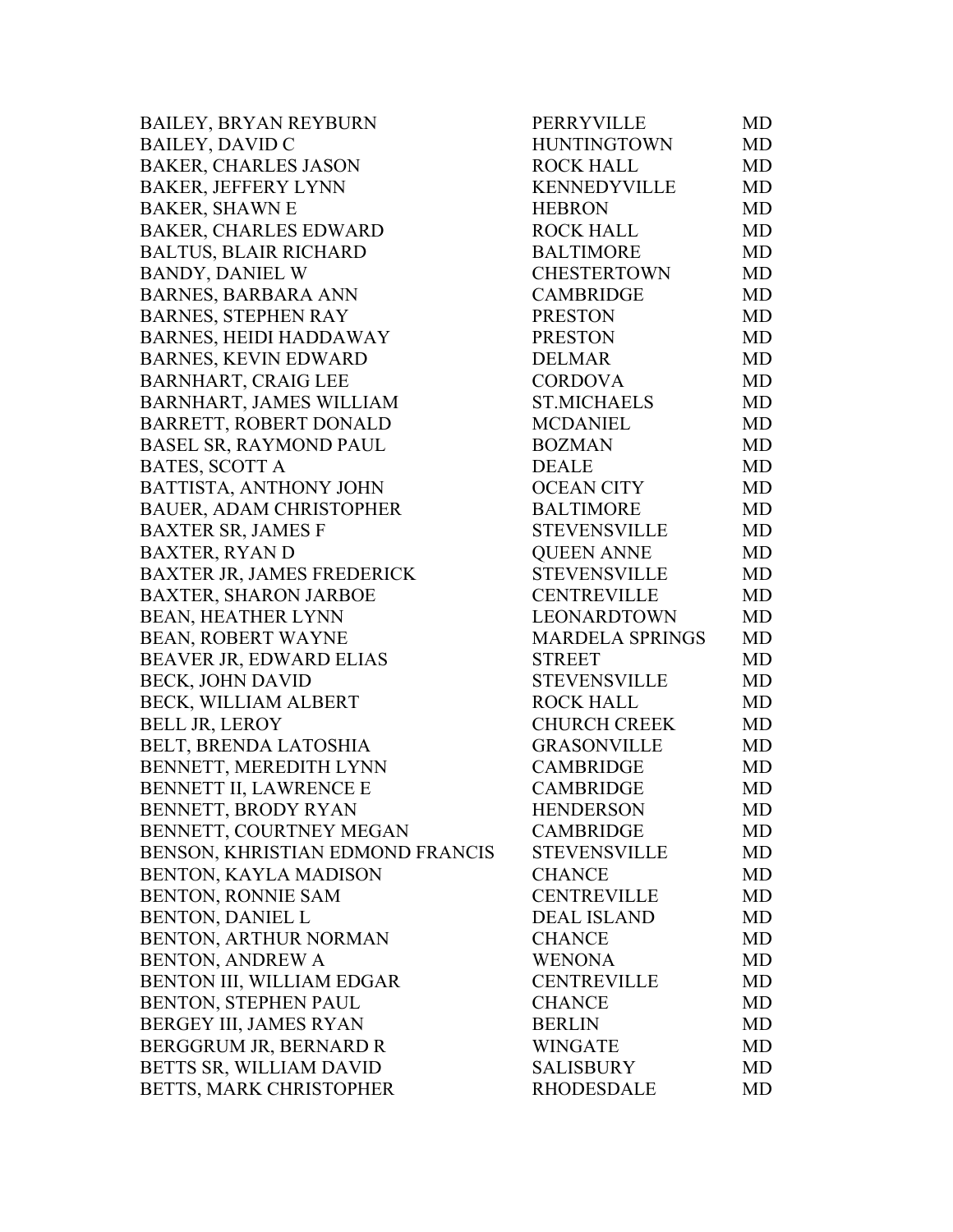| | | |
|---|---|---|
| BAILEY, BRYAN REYBURN | PERRYVILLE | MD |
| BAILEY, DAVID C | HUNTINGTOWN | MD |
| BAKER, CHARLES JASON | ROCK HALL | MD |
| BAKER, JEFFERY LYNN | KENNEDYVILLE | MD |
| BAKER, SHAWN E | HEBRON | MD |
| BAKER, CHARLES EDWARD | ROCK HALL | MD |
| BALTUS, BLAIR RICHARD | BALTIMORE | MD |
| BANDY, DANIEL W | CHESTERTOWN | MD |
| BARNES, BARBARA ANN | CAMBRIDGE | MD |
| BARNES, STEPHEN RAY | PRESTON | MD |
| BARNES, HEIDI HADDAWAY | PRESTON | MD |
| BARNES, KEVIN EDWARD | DELMAR | MD |
| BARNHART, CRAIG LEE | CORDOVA | MD |
| BARNHART, JAMES WILLIAM | ST.MICHAELS | MD |
| BARRETT, ROBERT DONALD | MCDANIEL | MD |
| BASEL SR, RAYMOND PAUL | BOZMAN | MD |
| BATES, SCOTT A | DEALE | MD |
| BATTISTA, ANTHONY JOHN | OCEAN CITY | MD |
| BAUER, ADAM CHRISTOPHER | BALTIMORE | MD |
| BAXTER SR, JAMES F | STEVENSVILLE | MD |
| BAXTER, RYAN D | QUEEN ANNE | MD |
| BAXTER JR, JAMES FREDERICK | STEVENSVILLE | MD |
| BAXTER, SHARON JARBOE | CENTREVILLE | MD |
| BEAN, HEATHER LYNN | LEONARDTOWN | MD |
| BEAN, ROBERT WAYNE | MARDELA SPRINGS | MD |
| BEAVER JR, EDWARD ELIAS | STREET | MD |
| BECK, JOHN DAVID | STEVENSVILLE | MD |
| BECK, WILLIAM ALBERT | ROCK HALL | MD |
| BELL JR, LEROY | CHURCH CREEK | MD |
| BELT, BRENDA LATOSHIA | GRASONVILLE | MD |
| BENNETT, MEREDITH LYNN | CAMBRIDGE | MD |
| BENNETT II, LAWRENCE E | CAMBRIDGE | MD |
| BENNETT, BRODY RYAN | HENDERSON | MD |
| BENNETT, COURTNEY MEGAN | CAMBRIDGE | MD |
| BENSON, KHRISTIAN EDMOND FRANCIS | STEVENSVILLE | MD |
| BENTON, KAYLA MADISON | CHANCE | MD |
| BENTON, RONNIE SAM | CENTREVILLE | MD |
| BENTON, DANIEL L | DEAL ISLAND | MD |
| BENTON, ARTHUR NORMAN | CHANCE | MD |
| BENTON, ANDREW A | WENONA | MD |
| BENTON III, WILLIAM EDGAR | CENTREVILLE | MD |
| BENTON, STEPHEN PAUL | CHANCE | MD |
| BERGEY III, JAMES RYAN | BERLIN | MD |
| BERGGRUM JR, BERNARD R | WINGATE | MD |
| BETTS SR, WILLIAM DAVID | SALISBURY | MD |
| BETTS, MARK CHRISTOPHER | RHODESDALE | MD |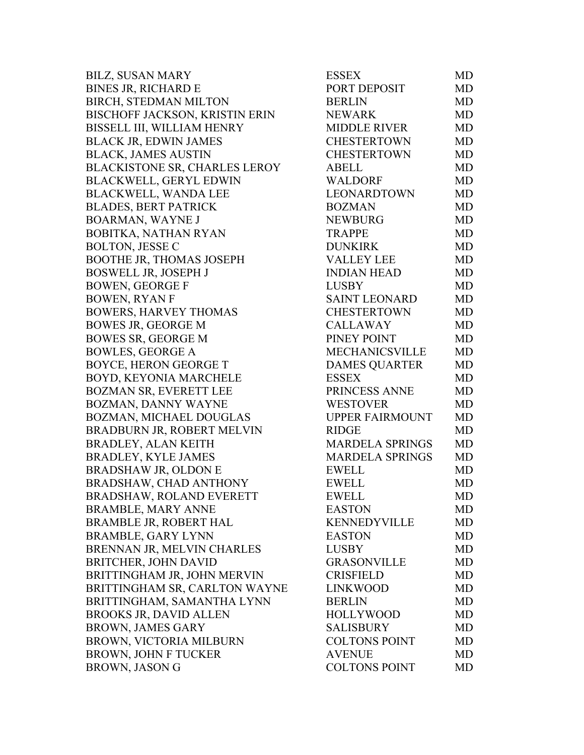| | | |
|---|---|---|
| BILZ, SUSAN MARY | ESSEX | MD |
| BINES JR, RICHARD E | PORT DEPOSIT | MD |
| BIRCH, STEDMAN MILTON | BERLIN | MD |
| BISCHOFF JACKSON, KRISTIN ERIN | NEWARK | MD |
| BISSELL III, WILLIAM HENRY | MIDDLE RIVER | MD |
| BLACK JR, EDWIN JAMES | CHESTERTOWN | MD |
| BLACK, JAMES AUSTIN | CHESTERTOWN | MD |
| BLACKISTONE SR, CHARLES LEROY | ABELL | MD |
| BLACKWELL, GERYL EDWIN | WALDORF | MD |
| BLACKWELL, WANDA LEE | LEONARDTOWN | MD |
| BLADES, BERT PATRICK | BOZMAN | MD |
| BOARMAN, WAYNE J | NEWBURG | MD |
| BOBITKA, NATHAN RYAN | TRAPPE | MD |
| BOLTON, JESSE C | DUNKIRK | MD |
| BOOTHE JR, THOMAS JOSEPH | VALLEY LEE | MD |
| BOSWELL JR, JOSEPH J | INDIAN HEAD | MD |
| BOWEN, GEORGE F | LUSBY | MD |
| BOWEN, RYAN F | SAINT LEONARD | MD |
| BOWERS, HARVEY THOMAS | CHESTERTOWN | MD |
| BOWES JR, GEORGE M | CALLAWAY | MD |
| BOWES SR, GEORGE M | PINEY POINT | MD |
| BOWLES, GEORGE A | MECHANICSVILLE | MD |
| BOYCE, HERON GEORGE T | DAMES QUARTER | MD |
| BOYD, KEYONIA MARCHELE | ESSEX | MD |
| BOZMAN SR, EVERETT LEE | PRINCESS ANNE | MD |
| BOZMAN, DANNY WAYNE | WESTOVER | MD |
| BOZMAN, MICHAEL DOUGLAS | UPPER FAIRMOUNT | MD |
| BRADBURN JR, ROBERT MELVIN | RIDGE | MD |
| BRADLEY, ALAN KEITH | MARDELA SPRINGS | MD |
| BRADLEY, KYLE JAMES | MARDELA SPRINGS | MD |
| BRADSHAW JR, OLDON E | EWELL | MD |
| BRADSHAW, CHAD ANTHONY | EWELL | MD |
| BRADSHAW, ROLAND EVERETT | EWELL | MD |
| BRAMBLE, MARY ANNE | EASTON | MD |
| BRAMBLE JR, ROBERT HAL | KENNEDYVILLE | MD |
| BRAMBLE, GARY LYNN | EASTON | MD |
| BRENNAN JR, MELVIN CHARLES | LUSBY | MD |
| BRITCHER, JOHN DAVID | GRASONVILLE | MD |
| BRITTINGHAM JR, JOHN MERVIN | CRISFIELD | MD |
| BRITTINGHAM SR, CARLTON WAYNE | LINKWOOD | MD |
| BRITTINGHAM, SAMANTHA LYNN | BERLIN | MD |
| BROOKS JR, DAVID ALLEN | HOLLYWOOD | MD |
| BROWN, JAMES GARY | SALISBURY | MD |
| BROWN, VICTORIA MILBURN | COLTONS POINT | MD |
| BROWN, JOHN F TUCKER | AVENUE | MD |
| BROWN, JASON G | COLTONS POINT | MD |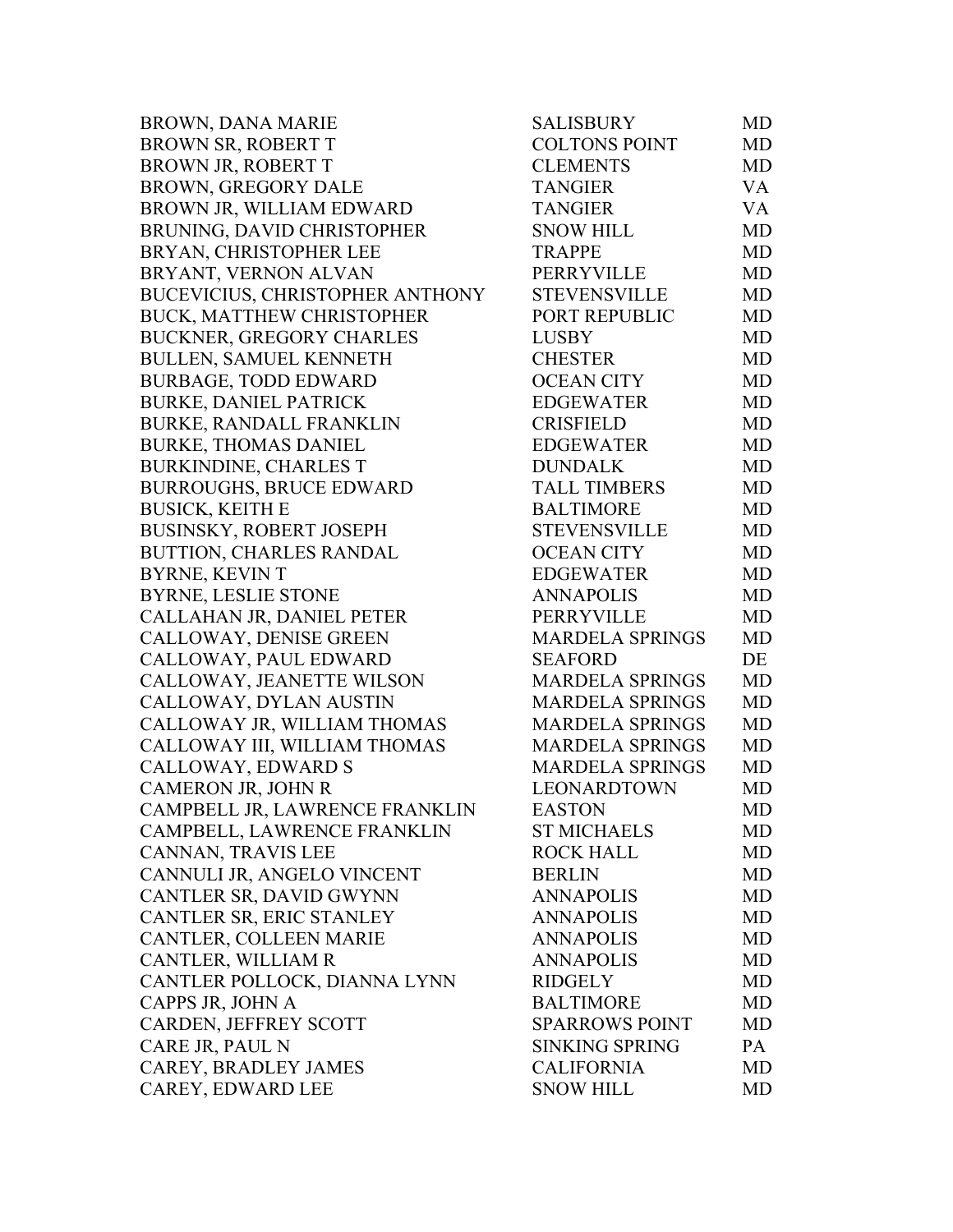| | | |
|---|---|---|
| BROWN, DANA MARIE | SALISBURY | MD |
| BROWN SR, ROBERT T | COLTONS POINT | MD |
| BROWN JR, ROBERT T | CLEMENTS | MD |
| BROWN, GREGORY DALE | TANGIER | VA |
| BROWN JR, WILLIAM EDWARD | TANGIER | VA |
| BRUNING, DAVID CHRISTOPHER | SNOW HILL | MD |
| BRYAN, CHRISTOPHER LEE | TRAPPE | MD |
| BRYANT, VERNON ALVAN | PERRYVILLE | MD |
| BUCEVICIUS, CHRISTOPHER ANTHONY | STEVENSVILLE | MD |
| BUCK, MATTHEW CHRISTOPHER | PORT REPUBLIC | MD |
| BUCKNER, GREGORY CHARLES | LUSBY | MD |
| BULLEN, SAMUEL KENNETH | CHESTER | MD |
| BURBAGE, TODD EDWARD | OCEAN CITY | MD |
| BURKE, DANIEL PATRICK | EDGEWATER | MD |
| BURKE, RANDALL FRANKLIN | CRISFIELD | MD |
| BURKE, THOMAS DANIEL | EDGEWATER | MD |
| BURKINDINE, CHARLES T | DUNDALK | MD |
| BURROUGHS, BRUCE EDWARD | TALL TIMBERS | MD |
| BUSICK, KEITH E | BALTIMORE | MD |
| BUSINSKY, ROBERT JOSEPH | STEVENSVILLE | MD |
| BUTTION, CHARLES RANDAL | OCEAN CITY | MD |
| BYRNE, KEVIN T | EDGEWATER | MD |
| BYRNE, LESLIE STONE | ANNAPOLIS | MD |
| CALLAHAN JR, DANIEL PETER | PERRYVILLE | MD |
| CALLOWAY, DENISE GREEN | MARDELA SPRINGS | MD |
| CALLOWAY, PAUL EDWARD | SEAFORD | DE |
| CALLOWAY, JEANETTE WILSON | MARDELA SPRINGS | MD |
| CALLOWAY, DYLAN AUSTIN | MARDELA SPRINGS | MD |
| CALLOWAY JR, WILLIAM THOMAS | MARDELA SPRINGS | MD |
| CALLOWAY III, WILLIAM THOMAS | MARDELA SPRINGS | MD |
| CALLOWAY, EDWARD S | MARDELA SPRINGS | MD |
| CAMERON JR, JOHN R | LEONARDTOWN | MD |
| CAMPBELL JR, LAWRENCE FRANKLIN | EASTON | MD |
| CAMPBELL, LAWRENCE FRANKLIN | ST MICHAELS | MD |
| CANNAN, TRAVIS LEE | ROCK HALL | MD |
| CANNULI JR, ANGELO VINCENT | BERLIN | MD |
| CANTLER SR, DAVID GWYNN | ANNAPOLIS | MD |
| CANTLER SR, ERIC STANLEY | ANNAPOLIS | MD |
| CANTLER, COLLEEN MARIE | ANNAPOLIS | MD |
| CANTLER, WILLIAM R | ANNAPOLIS | MD |
| CANTLER POLLOCK, DIANNA LYNN | RIDGELY | MD |
| CAPPS JR, JOHN A | BALTIMORE | MD |
| CARDEN, JEFFREY SCOTT | SPARROWS POINT | MD |
| CARE JR, PAUL N | SINKING SPRING | PA |
| CAREY, BRADLEY JAMES | CALIFORNIA | MD |
| CAREY, EDWARD LEE | SNOW HILL | MD |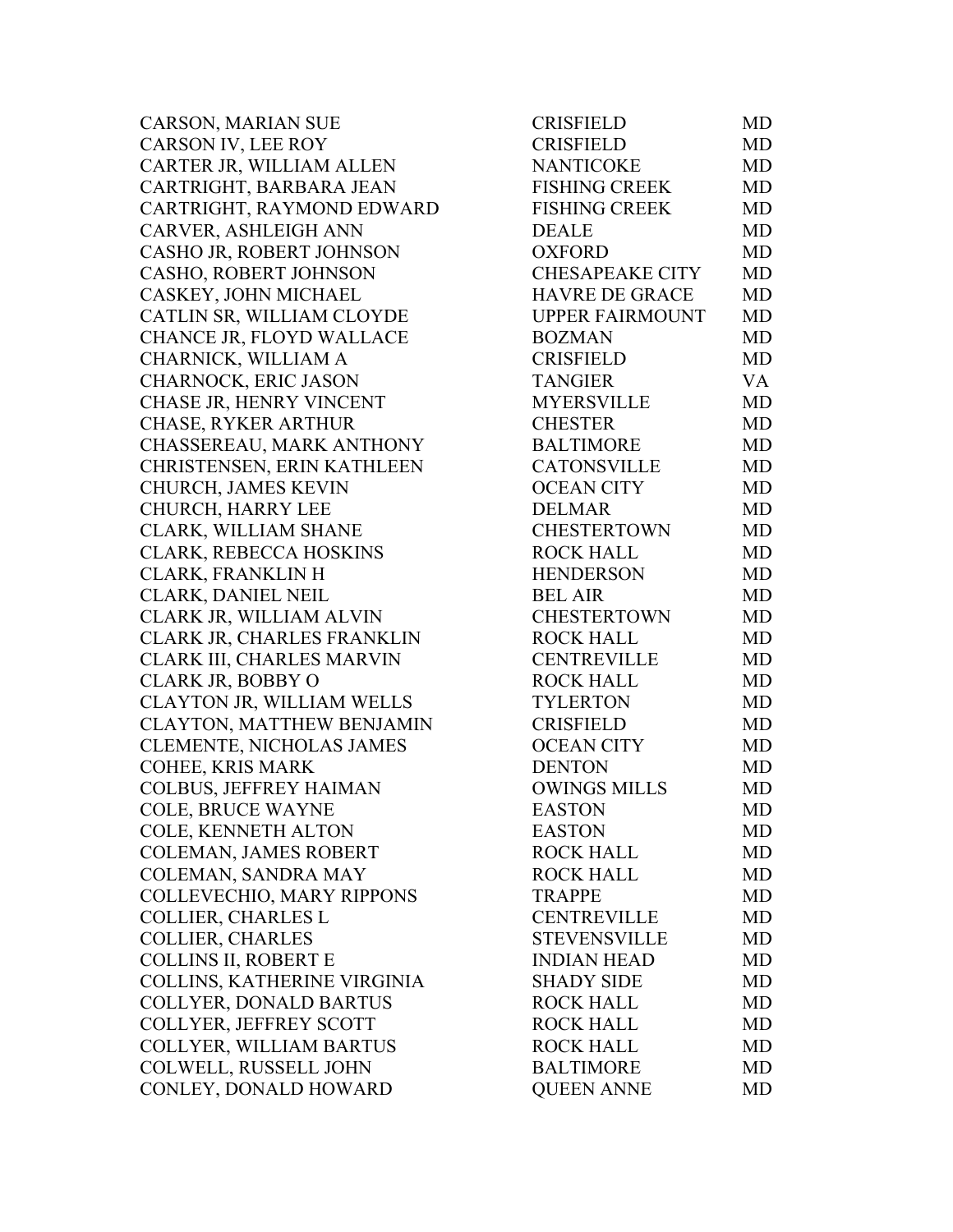| | | |
|---|---|---|
| CARSON, MARIAN SUE | CRISFIELD | MD |
| CARSON IV, LEE ROY | CRISFIELD | MD |
| CARTER JR, WILLIAM ALLEN | NANTICOKE | MD |
| CARTRIGHT, BARBARA JEAN | FISHING CREEK | MD |
| CARTRIGHT, RAYMOND EDWARD | FISHING CREEK | MD |
| CARVER, ASHLEIGH ANN | DEALE | MD |
| CASHO JR, ROBERT JOHNSON | OXFORD | MD |
| CASHO, ROBERT JOHNSON | CHESAPEAKE CITY | MD |
| CASKEY, JOHN MICHAEL | HAVRE DE GRACE | MD |
| CATLIN SR, WILLIAM CLOYDE | UPPER FAIRMOUNT | MD |
| CHANCE JR, FLOYD WALLACE | BOZMAN | MD |
| CHARNICK, WILLIAM A | CRISFIELD | MD |
| CHARNOCK, ERIC JASON | TANGIER | VA |
| CHASE JR, HENRY VINCENT | MYERSVILLE | MD |
| CHASE, RYKER ARTHUR | CHESTER | MD |
| CHASSEREAU, MARK ANTHONY | BALTIMORE | MD |
| CHRISTENSEN, ERIN KATHLEEN | CATONSVILLE | MD |
| CHURCH, JAMES KEVIN | OCEAN CITY | MD |
| CHURCH, HARRY LEE | DELMAR | MD |
| CLARK, WILLIAM SHANE | CHESTERTOWN | MD |
| CLARK, REBECCA HOSKINS | ROCK HALL | MD |
| CLARK, FRANKLIN H | HENDERSON | MD |
| CLARK, DANIEL NEIL | BEL AIR | MD |
| CLARK JR, WILLIAM ALVIN | CHESTERTOWN | MD |
| CLARK JR, CHARLES FRANKLIN | ROCK HALL | MD |
| CLARK III, CHARLES MARVIN | CENTREVILLE | MD |
| CLARK JR, BOBBY O | ROCK HALL | MD |
| CLAYTON JR, WILLIAM WELLS | TYLERTON | MD |
| CLAYTON, MATTHEW BENJAMIN | CRISFIELD | MD |
| CLEMENTE, NICHOLAS JAMES | OCEAN CITY | MD |
| COHEE, KRIS MARK | DENTON | MD |
| COLBUS, JEFFREY HAIMAN | OWINGS MILLS | MD |
| COLE, BRUCE WAYNE | EASTON | MD |
| COLE, KENNETH ALTON | EASTON | MD |
| COLEMAN, JAMES ROBERT | ROCK HALL | MD |
| COLEMAN, SANDRA MAY | ROCK HALL | MD |
| COLLEVECHIO, MARY RIPPONS | TRAPPE | MD |
| COLLIER, CHARLES L | CENTREVILLE | MD |
| COLLIER, CHARLES | STEVENSVILLE | MD |
| COLLINS II, ROBERT E | INDIAN HEAD | MD |
| COLLINS, KATHERINE VIRGINIA | SHADY SIDE | MD |
| COLLYER, DONALD BARTUS | ROCK HALL | MD |
| COLLYER, JEFFREY SCOTT | ROCK HALL | MD |
| COLLYER, WILLIAM BARTUS | ROCK HALL | MD |
| COLWELL, RUSSELL JOHN | BALTIMORE | MD |
| CONLEY, DONALD HOWARD | QUEEN ANNE | MD |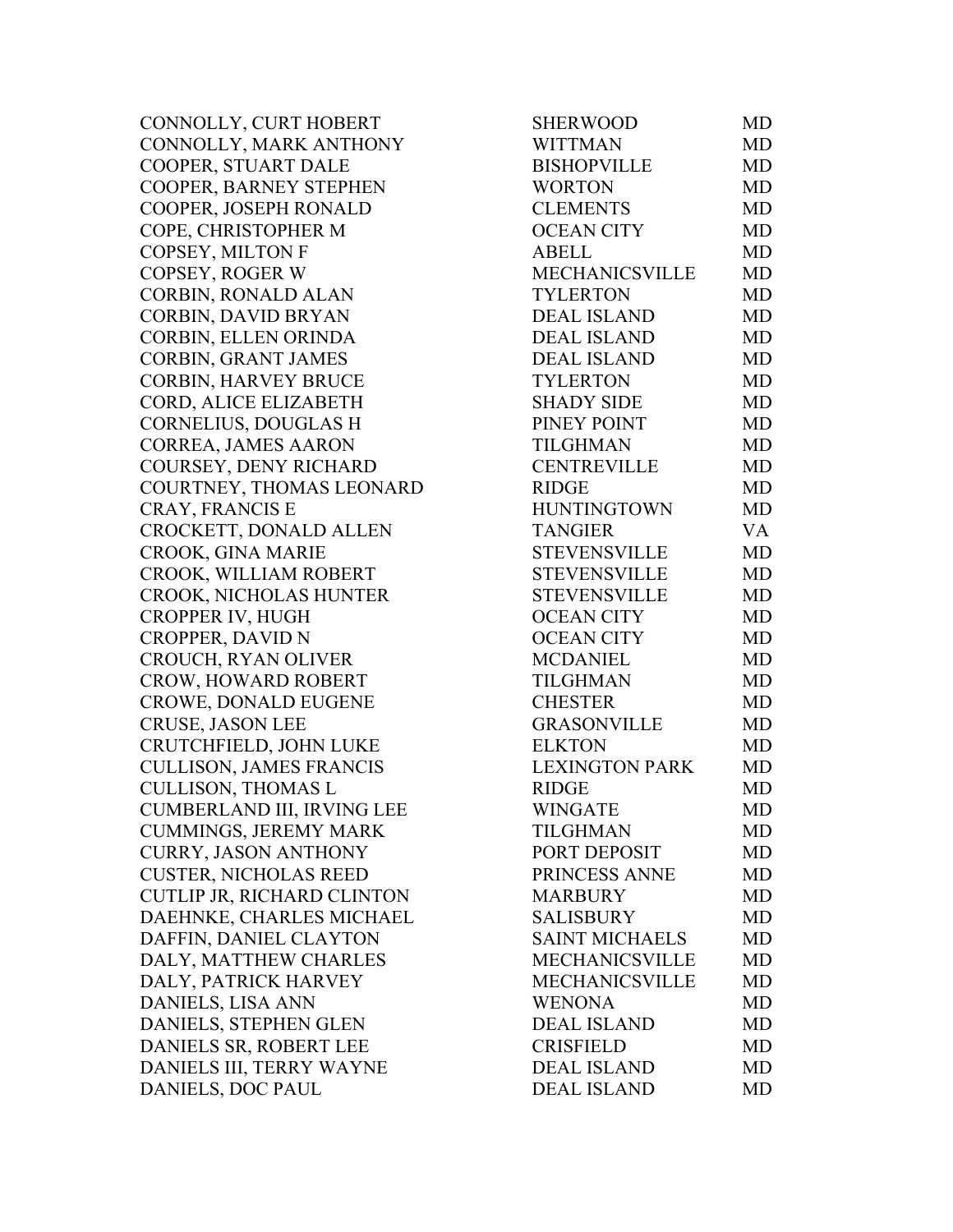| | | |
|---|---|---|
| CONNOLLY, CURT HOBERT | SHERWOOD | MD |
| CONNOLLY, MARK ANTHONY | WITTMAN | MD |
| COOPER, STUART DALE | BISHOPVILLE | MD |
| COOPER, BARNEY STEPHEN | WORTON | MD |
| COOPER, JOSEPH RONALD | CLEMENTS | MD |
| COPE, CHRISTOPHER M | OCEAN CITY | MD |
| COPSEY, MILTON F | ABELL | MD |
| COPSEY, ROGER W | MECHANICSVILLE | MD |
| CORBIN, RONALD ALAN | TYLERTON | MD |
| CORBIN, DAVID BRYAN | DEAL ISLAND | MD |
| CORBIN, ELLEN ORINDA | DEAL ISLAND | MD |
| CORBIN, GRANT JAMES | DEAL ISLAND | MD |
| CORBIN, HARVEY BRUCE | TYLERTON | MD |
| CORD, ALICE ELIZABETH | SHADY SIDE | MD |
| CORNELIUS, DOUGLAS H | PINEY POINT | MD |
| CORREA, JAMES AARON | TILGHMAN | MD |
| COURSEY, DENY RICHARD | CENTREVILLE | MD |
| COURTNEY, THOMAS LEONARD | RIDGE | MD |
| CRAY, FRANCIS E | HUNTINGTOWN | MD |
| CROCKETT, DONALD ALLEN | TANGIER | VA |
| CROOK, GINA MARIE | STEVENSVILLE | MD |
| CROOK, WILLIAM ROBERT | STEVENSVILLE | MD |
| CROOK, NICHOLAS HUNTER | STEVENSVILLE | MD |
| CROPPER IV, HUGH | OCEAN CITY | MD |
| CROPPER, DAVID N | OCEAN CITY | MD |
| CROUCH, RYAN OLIVER | MCDANIEL | MD |
| CROW, HOWARD ROBERT | TILGHMAN | MD |
| CROWE, DONALD EUGENE | CHESTER | MD |
| CRUSE, JASON LEE | GRASONVILLE | MD |
| CRUTCHFIELD, JOHN LUKE | ELKTON | MD |
| CULLISON, JAMES FRANCIS | LEXINGTON PARK | MD |
| CULLISON, THOMAS L | RIDGE | MD |
| CUMBERLAND III, IRVING LEE | WINGATE | MD |
| CUMMINGS, JEREMY MARK | TILGHMAN | MD |
| CURRY, JASON ANTHONY | PORT DEPOSIT | MD |
| CUSTER, NICHOLAS REED | PRINCESS ANNE | MD |
| CUTLIP JR, RICHARD CLINTON | MARBURY | MD |
| DAEHNKE, CHARLES MICHAEL | SALISBURY | MD |
| DAFFIN, DANIEL CLAYTON | SAINT MICHAELS | MD |
| DALY, MATTHEW CHARLES | MECHANICSVILLE | MD |
| DALY, PATRICK HARVEY | MECHANICSVILLE | MD |
| DANIELS, LISA ANN | WENONA | MD |
| DANIELS, STEPHEN GLEN | DEAL ISLAND | MD |
| DANIELS SR, ROBERT LEE | CRISFIELD | MD |
| DANIELS III, TERRY WAYNE | DEAL ISLAND | MD |
| DANIELS, DOC PAUL | DEAL ISLAND | MD |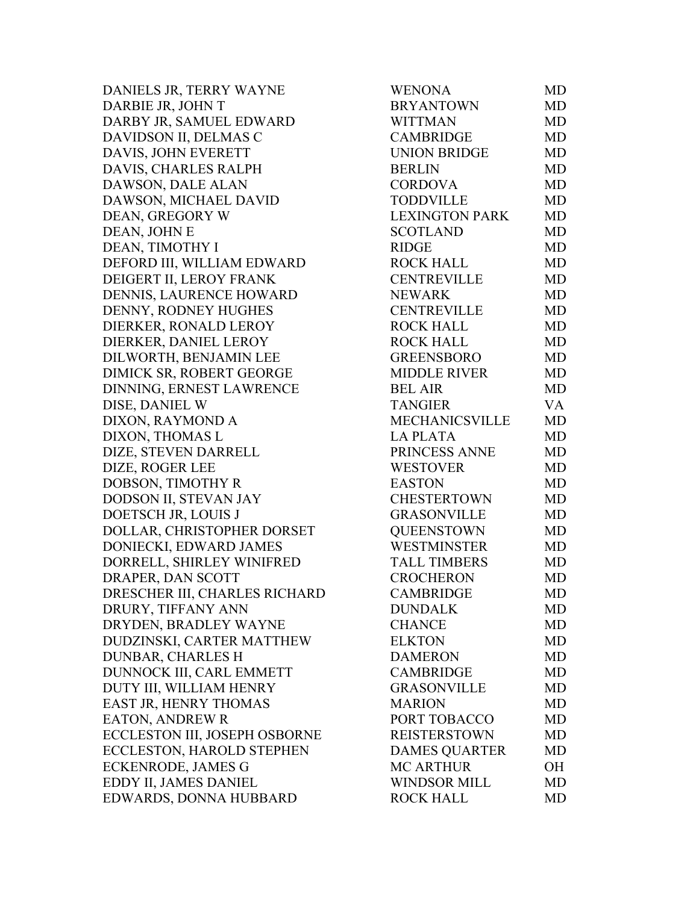| | | |
|---|---|---|
| DANIELS JR, TERRY WAYNE | WENONA | MD |
| DARBIE JR, JOHN T | BRYANTOWN | MD |
| DARBY JR, SAMUEL EDWARD | WITTMAN | MD |
| DAVIDSON II, DELMAS C | CAMBRIDGE | MD |
| DAVIS, JOHN EVERETT | UNION BRIDGE | MD |
| DAVIS, CHARLES RALPH | BERLIN | MD |
| DAWSON, DALE ALAN | CORDOVA | MD |
| DAWSON, MICHAEL DAVID | TODDVILLE | MD |
| DEAN, GREGORY W | LEXINGTON PARK | MD |
| DEAN, JOHN E | SCOTLAND | MD |
| DEAN, TIMOTHY I | RIDGE | MD |
| DEFORD III, WILLIAM EDWARD | ROCK HALL | MD |
| DEIGERT II, LEROY FRANK | CENTREVILLE | MD |
| DENNIS, LAURENCE HOWARD | NEWARK | MD |
| DENNY, RODNEY HUGHES | CENTREVILLE | MD |
| DIERKER, RONALD LEROY | ROCK HALL | MD |
| DIERKER, DANIEL LEROY | ROCK HALL | MD |
| DILWORTH, BENJAMIN LEE | GREENSBORO | MD |
| DIMICK SR, ROBERT GEORGE | MIDDLE RIVER | MD |
| DINNING, ERNEST LAWRENCE | BEL AIR | MD |
| DISE, DANIEL W | TANGIER | VA |
| DIXON, RAYMOND A | MECHANICSVILLE | MD |
| DIXON, THOMAS L | LA PLATA | MD |
| DIZE, STEVEN DARRELL | PRINCESS ANNE | MD |
| DIZE, ROGER LEE | WESTOVER | MD |
| DOBSON, TIMOTHY R | EASTON | MD |
| DODSON II, STEVAN JAY | CHESTERTOWN | MD |
| DOETSCH JR, LOUIS J | GRASONVILLE | MD |
| DOLLAR, CHRISTOPHER DORSET | QUEENSTOWN | MD |
| DONIECKI, EDWARD JAMES | WESTMINSTER | MD |
| DORRELL, SHIRLEY WINIFRED | TALL TIMBERS | MD |
| DRAPER, DAN SCOTT | CROCHERON | MD |
| DRESCHER III, CHARLES RICHARD | CAMBRIDGE | MD |
| DRURY, TIFFANY ANN | DUNDALK | MD |
| DRYDEN, BRADLEY WAYNE | CHANCE | MD |
| DUDZINSKI, CARTER MATTHEW | ELKTON | MD |
| DUNBAR, CHARLES H | DAMERON | MD |
| DUNNOCK III, CARL EMMETT | CAMBRIDGE | MD |
| DUTY III, WILLIAM HENRY | GRASONVILLE | MD |
| EAST JR, HENRY THOMAS | MARION | MD |
| EATON, ANDREW R | PORT TOBACCO | MD |
| ECCLESTON III, JOSEPH OSBORNE | REISTERSTOWN | MD |
| ECCLESTON, HAROLD STEPHEN | DAMES QUARTER | MD |
| ECKENRODE, JAMES G | MC ARTHUR | OH |
| EDDY II, JAMES DANIEL | WINDSOR MILL | MD |
| EDWARDS, DONNA HUBBARD | ROCK HALL | MD |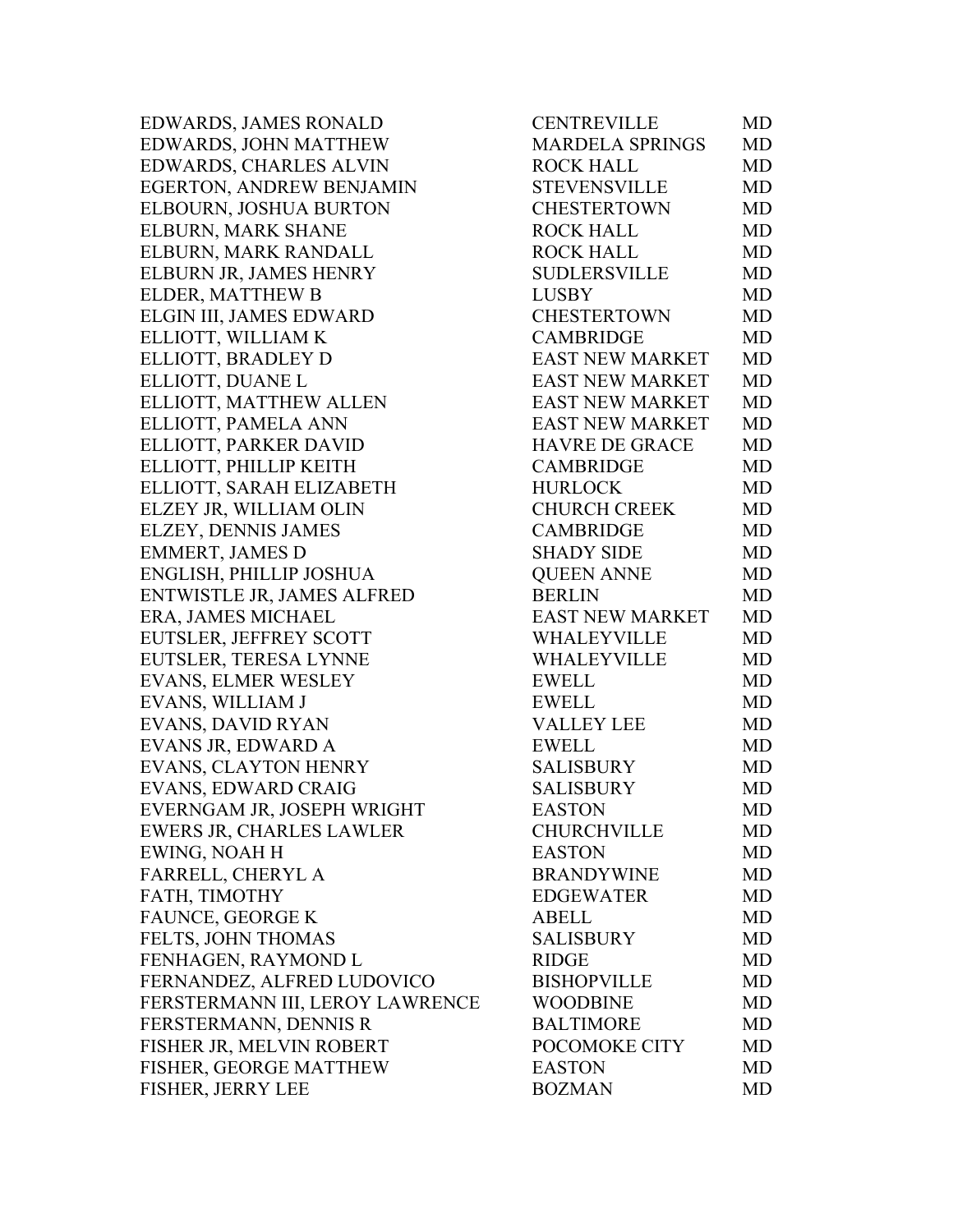| | | |
|---|---|---|
| EDWARDS, JAMES RONALD | CENTREVILLE | MD |
| EDWARDS, JOHN MATTHEW | MARDELA SPRINGS | MD |
| EDWARDS, CHARLES ALVIN | ROCK HALL | MD |
| EGERTON, ANDREW BENJAMIN | STEVENSVILLE | MD |
| ELBOURN, JOSHUA BURTON | CHESTERTOWN | MD |
| ELBURN, MARK SHANE | ROCK HALL | MD |
| ELBURN, MARK RANDALL | ROCK HALL | MD |
| ELBURN JR, JAMES HENRY | SUDLERSVILLE | MD |
| ELDER, MATTHEW B | LUSBY | MD |
| ELGIN III, JAMES EDWARD | CHESTERTOWN | MD |
| ELLIOTT, WILLIAM K | CAMBRIDGE | MD |
| ELLIOTT, BRADLEY D | EAST NEW MARKET | MD |
| ELLIOTT, DUANE L | EAST NEW MARKET | MD |
| ELLIOTT, MATTHEW ALLEN | EAST NEW MARKET | MD |
| ELLIOTT, PAMELA ANN | EAST NEW MARKET | MD |
| ELLIOTT, PARKER DAVID | HAVRE DE GRACE | MD |
| ELLIOTT, PHILLIP KEITH | CAMBRIDGE | MD |
| ELLIOTT, SARAH ELIZABETH | HURLOCK | MD |
| ELZEY JR, WILLIAM OLIN | CHURCH CREEK | MD |
| ELZEY, DENNIS JAMES | CAMBRIDGE | MD |
| EMMERT, JAMES D | SHADY SIDE | MD |
| ENGLISH, PHILLIP JOSHUA | QUEEN ANNE | MD |
| ENTWISTLE JR, JAMES ALFRED | BERLIN | MD |
| ERA, JAMES MICHAEL | EAST NEW MARKET | MD |
| EUTSLER, JEFFREY SCOTT | WHALEYVILLE | MD |
| EUTSLER, TERESA LYNNE | WHALEYVILLE | MD |
| EVANS, ELMER WESLEY | EWELL | MD |
| EVANS, WILLIAM J | EWELL | MD |
| EVANS, DAVID RYAN | VALLEY LEE | MD |
| EVANS JR, EDWARD A | EWELL | MD |
| EVANS, CLAYTON HENRY | SALISBURY | MD |
| EVANS, EDWARD CRAIG | SALISBURY | MD |
| EVERNGAM JR, JOSEPH WRIGHT | EASTON | MD |
| EWERS JR, CHARLES LAWLER | CHURCHVILLE | MD |
| EWING, NOAH H | EASTON | MD |
| FARRELL, CHERYL A | BRANDYWINE | MD |
| FATH, TIMOTHY | EDGEWATER | MD |
| FAUNCE, GEORGE K | ABELL | MD |
| FELTS, JOHN THOMAS | SALISBURY | MD |
| FENHAGEN, RAYMOND L | RIDGE | MD |
| FERNANDEZ, ALFRED LUDOVICO | BISHOPVILLE | MD |
| FERSTERMANN III, LEROY LAWRENCE | WOODBINE | MD |
| FERSTERMANN, DENNIS R | BALTIMORE | MD |
| FISHER JR, MELVIN ROBERT | POCOMOKE CITY | MD |
| FISHER, GEORGE MATTHEW | EASTON | MD |
| FISHER, JERRY LEE | BOZMAN | MD |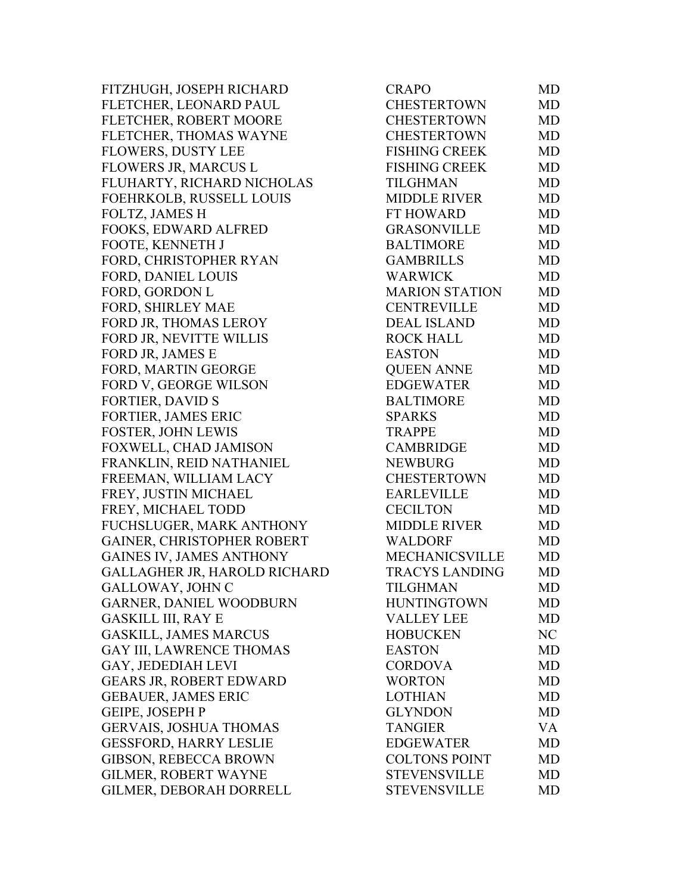| | | |
|---|---|---|
| FITZHUGH, JOSEPH RICHARD | CRAPO | MD |
| FLETCHER, LEONARD PAUL | CHESTERTOWN | MD |
| FLETCHER, ROBERT MOORE | CHESTERTOWN | MD |
| FLETCHER, THOMAS WAYNE | CHESTERTOWN | MD |
| FLOWERS, DUSTY LEE | FISHING CREEK | MD |
| FLOWERS JR, MARCUS L | FISHING CREEK | MD |
| FLUHARTY, RICHARD NICHOLAS | TILGHMAN | MD |
| FOEHRKOLB, RUSSELL LOUIS | MIDDLE RIVER | MD |
| FOLTZ, JAMES H | FT HOWARD | MD |
| FOOKS, EDWARD ALFRED | GRASONVILLE | MD |
| FOOTE, KENNETH J | BALTIMORE | MD |
| FORD, CHRISTOPHER RYAN | GAMBRILLS | MD |
| FORD, DANIEL LOUIS | WARWICK | MD |
| FORD, GORDON L | MARION STATION | MD |
| FORD, SHIRLEY MAE | CENTREVILLE | MD |
| FORD JR, THOMAS LEROY | DEAL ISLAND | MD |
| FORD JR, NEVITTE WILLIS | ROCK HALL | MD |
| FORD JR, JAMES E | EASTON | MD |
| FORD, MARTIN GEORGE | QUEEN ANNE | MD |
| FORD V, GEORGE WILSON | EDGEWATER | MD |
| FORTIER, DAVID S | BALTIMORE | MD |
| FORTIER, JAMES ERIC | SPARKS | MD |
| FOSTER, JOHN LEWIS | TRAPPE | MD |
| FOXWELL, CHAD JAMISON | CAMBRIDGE | MD |
| FRANKLIN, REID NATHANIEL | NEWBURG | MD |
| FREEMAN, WILLIAM LACY | CHESTERTOWN | MD |
| FREY, JUSTIN MICHAEL | EARLEVILLE | MD |
| FREY, MICHAEL TODD | CECILTON | MD |
| FUCHSLUGER, MARK ANTHONY | MIDDLE RIVER | MD |
| GAINER, CHRISTOPHER ROBERT | WALDORF | MD |
| GAINES IV, JAMES ANTHONY | MECHANICSVILLE | MD |
| GALLAGHER JR, HAROLD RICHARD | TRACYS LANDING | MD |
| GALLOWAY, JOHN C | TILGHMAN | MD |
| GARNER, DANIEL WOODBURN | HUNTINGTOWN | MD |
| GASKILL III, RAY E | VALLEY LEE | MD |
| GASKILL, JAMES MARCUS | HOBUCKEN | NC |
| GAY III, LAWRENCE THOMAS | EASTON | MD |
| GAY, JEDEDIAH LEVI | CORDOVA | MD |
| GEARS JR, ROBERT EDWARD | WORTON | MD |
| GEBAUER, JAMES ERIC | LOTHIAN | MD |
| GEIPE, JOSEPH P | GLYNDON | MD |
| GERVAIS, JOSHUA THOMAS | TANGIER | VA |
| GESSFORD, HARRY LESLIE | EDGEWATER | MD |
| GIBSON, REBECCA BROWN | COLTONS POINT | MD |
| GILMER, ROBERT WAYNE | STEVENSVILLE | MD |
| GILMER, DEBORAH DORRELL | STEVENSVILLE | MD |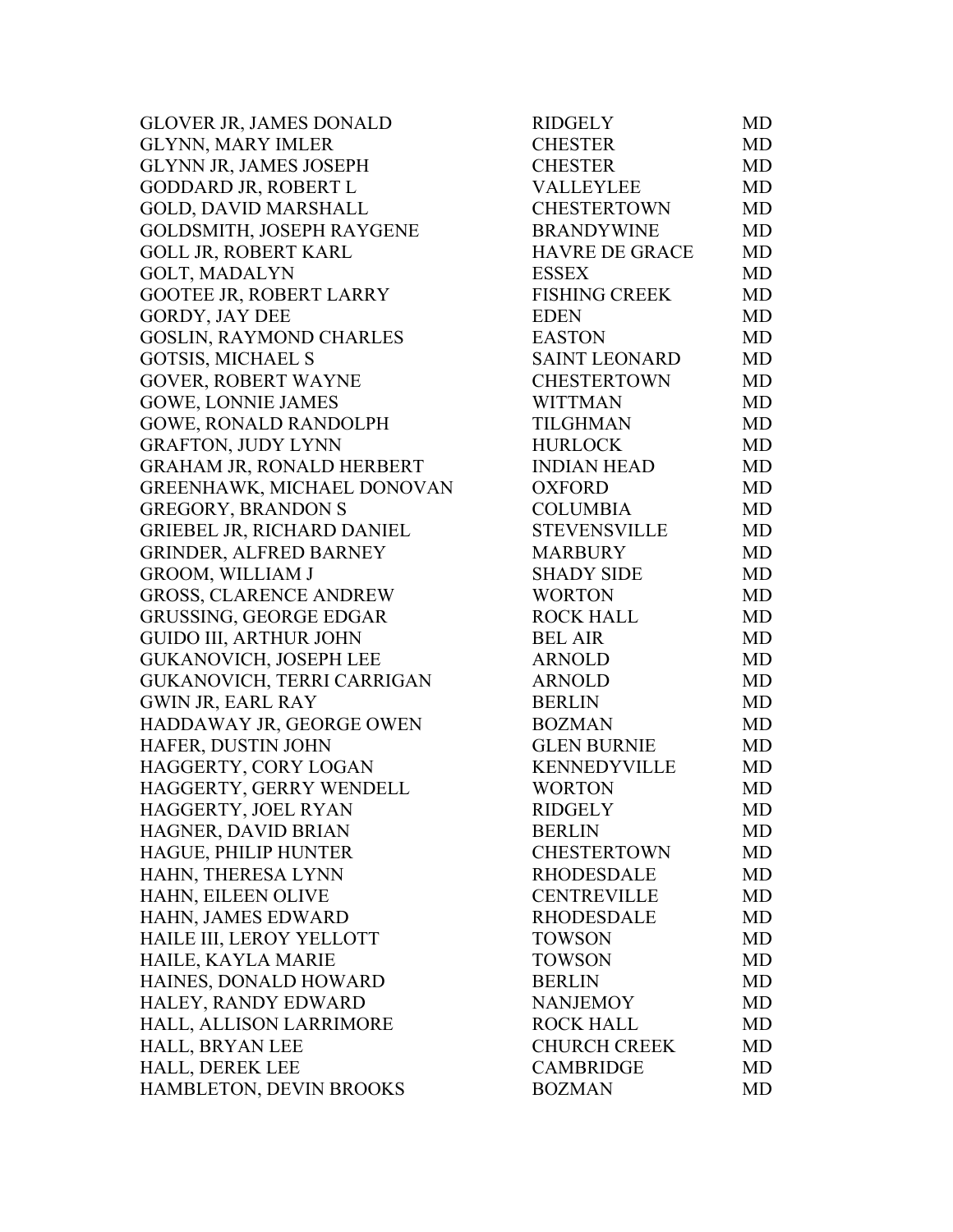| | | |
|---|---|---|
| GLOVER JR, JAMES DONALD | RIDGELY | MD |
| GLYNN, MARY IMLER | CHESTER | MD |
| GLYNN JR, JAMES JOSEPH | CHESTER | MD |
| GODDARD JR, ROBERT L | VALLEYLEE | MD |
| GOLD, DAVID MARSHALL | CHESTERTOWN | MD |
| GOLDSMITH, JOSEPH RAYGENE | BRANDYWINE | MD |
| GOLL JR, ROBERT KARL | HAVRE DE GRACE | MD |
| GOLT, MADALYN | ESSEX | MD |
| GOOTEE JR, ROBERT LARRY | FISHING CREEK | MD |
| GORDY, JAY DEE | EDEN | MD |
| GOSLIN, RAYMOND CHARLES | EASTON | MD |
| GOTSIS, MICHAEL S | SAINT LEONARD | MD |
| GOVER, ROBERT WAYNE | CHESTERTOWN | MD |
| GOWE, LONNIE JAMES | WITTMAN | MD |
| GOWE, RONALD RANDOLPH | TILGHMAN | MD |
| GRAFTON, JUDY LYNN | HURLOCK | MD |
| GRAHAM JR, RONALD HERBERT | INDIAN HEAD | MD |
| GREENHAWK, MICHAEL DONOVAN | OXFORD | MD |
| GREGORY, BRANDON S | COLUMBIA | MD |
| GRIEBEL JR, RICHARD DANIEL | STEVENSVILLE | MD |
| GRINDER, ALFRED BARNEY | MARBURY | MD |
| GROOM, WILLIAM J | SHADY SIDE | MD |
| GROSS, CLARENCE ANDREW | WORTON | MD |
| GRUSSING, GEORGE EDGAR | ROCK HALL | MD |
| GUIDO III, ARTHUR JOHN | BEL AIR | MD |
| GUKANOVICH, JOSEPH LEE | ARNOLD | MD |
| GUKANOVICH, TERRI CARRIGAN | ARNOLD | MD |
| GWIN JR, EARL RAY | BERLIN | MD |
| HADDAWAY JR, GEORGE OWEN | BOZMAN | MD |
| HAFER, DUSTIN JOHN | GLEN BURNIE | MD |
| HAGGERTY, CORY LOGAN | KENNEDYVILLE | MD |
| HAGGERTY, GERRY WENDELL | WORTON | MD |
| HAGGERTY, JOEL RYAN | RIDGELY | MD |
| HAGNER, DAVID BRIAN | BERLIN | MD |
| HAGUE, PHILIP HUNTER | CHESTERTOWN | MD |
| HAHN, THERESA LYNN | RHODESDALE | MD |
| HAHN, EILEEN OLIVE | CENTREVILLE | MD |
| HAHN, JAMES EDWARD | RHODESDALE | MD |
| HAILE III, LEROY YELLOTT | TOWSON | MD |
| HAILE, KAYLA MARIE | TOWSON | MD |
| HAINES, DONALD HOWARD | BERLIN | MD |
| HALEY, RANDY EDWARD | NANJEMOY | MD |
| HALL, ALLISON LARRIMORE | ROCK HALL | MD |
| HALL, BRYAN LEE | CHURCH CREEK | MD |
| HALL, DEREK LEE | CAMBRIDGE | MD |
| HAMBLETON, DEVIN BROOKS | BOZMAN | MD |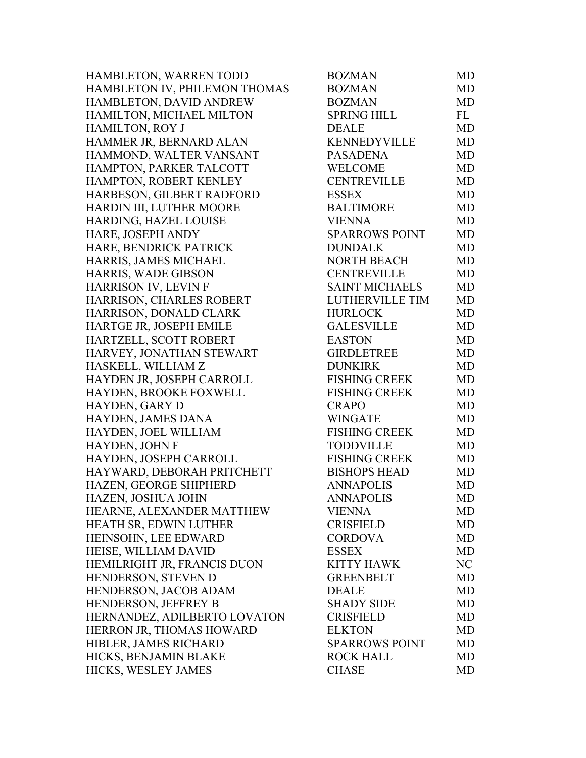| | | |
|---|---|---|
| HAMBLETON, WARREN TODD | BOZMAN | MD |
| HAMBLETON IV, PHILEMON THOMAS | BOZMAN | MD |
| HAMBLETON, DAVID ANDREW | BOZMAN | MD |
| HAMILTON, MICHAEL MILTON | SPRING HILL | FL |
| HAMILTON, ROY J | DEALE | MD |
| HAMMER JR, BERNARD ALAN | KENNEDYVILLE | MD |
| HAMMOND, WALTER VANSANT | PASADENA | MD |
| HAMPTON, PARKER TALCOTT | WELCOME | MD |
| HAMPTON, ROBERT KENLEY | CENTREVILLE | MD |
| HARBESON, GILBERT RADFORD | ESSEX | MD |
| HARDIN III, LUTHER MOORE | BALTIMORE | MD |
| HARDING, HAZEL LOUISE | VIENNA | MD |
| HARE, JOSEPH ANDY | SPARROWS POINT | MD |
| HARE, BENDRICK PATRICK | DUNDALK | MD |
| HARRIS, JAMES MICHAEL | NORTH BEACH | MD |
| HARRIS, WADE GIBSON | CENTREVILLE | MD |
| HARRISON IV, LEVIN F | SAINT MICHAELS | MD |
| HARRISON, CHARLES ROBERT | LUTHERVILLE TIM | MD |
| HARRISON, DONALD CLARK | HURLOCK | MD |
| HARTGE JR, JOSEPH EMILE | GALESVILLE | MD |
| HARTZELL, SCOTT ROBERT | EASTON | MD |
| HARVEY, JONATHAN STEWART | GIRDLETREE | MD |
| HASKELL, WILLIAM Z | DUNKIRK | MD |
| HAYDEN JR, JOSEPH CARROLL | FISHING CREEK | MD |
| HAYDEN, BROOKE FOXWELL | FISHING CREEK | MD |
| HAYDEN, GARY D | CRAPO | MD |
| HAYDEN, JAMES DANA | WINGATE | MD |
| HAYDEN, JOEL WILLIAM | FISHING CREEK | MD |
| HAYDEN, JOHN F | TODDVILLE | MD |
| HAYDEN, JOSEPH CARROLL | FISHING CREEK | MD |
| HAYWARD, DEBORAH PRITCHETT | BISHOPS HEAD | MD |
| HAZEN, GEORGE SHIPHERD | ANNAPOLIS | MD |
| HAZEN, JOSHUA JOHN | ANNAPOLIS | MD |
| HEARNE, ALEXANDER MATTHEW | VIENNA | MD |
| HEATH SR, EDWIN LUTHER | CRISFIELD | MD |
| HEINSOHN, LEE EDWARD | CORDOVA | MD |
| HEISE, WILLIAM DAVID | ESSEX | MD |
| HEMILRIGHT JR, FRANCIS DUON | KITTY HAWK | NC |
| HENDERSON, STEVEN D | GREENBELT | MD |
| HENDERSON, JACOB ADAM | DEALE | MD |
| HENDERSON, JEFFREY B | SHADY SIDE | MD |
| HERNANDEZ, ADILBERTO LOVATON | CRISFIELD | MD |
| HERRON JR, THOMAS HOWARD | ELKTON | MD |
| HIBLER, JAMES RICHARD | SPARROWS POINT | MD |
| HICKS, BENJAMIN BLAKE | ROCK HALL | MD |
| HICKS, WESLEY JAMES | CHASE | MD |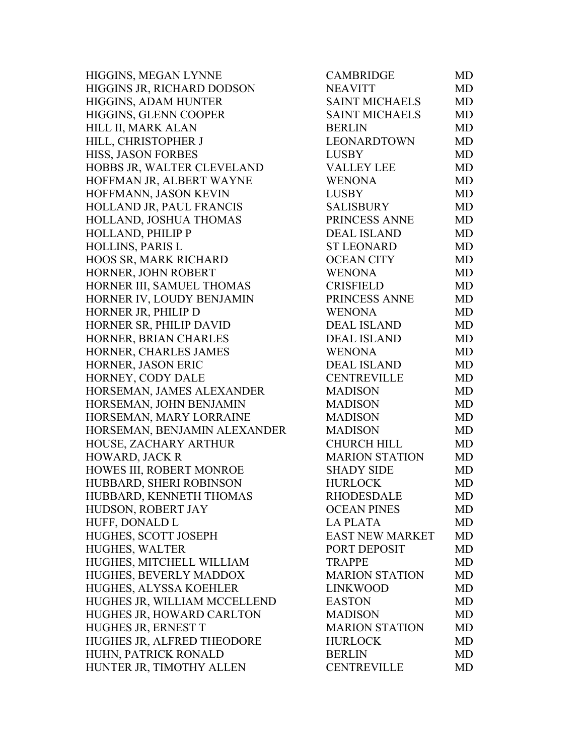| | | |
|---|---|---|
| HIGGINS, MEGAN LYNNE | CAMBRIDGE | MD |
| HIGGINS JR, RICHARD DODSON | NEAVITT | MD |
| HIGGINS, ADAM HUNTER | SAINT MICHAELS | MD |
| HIGGINS, GLENN COOPER | SAINT MICHAELS | MD |
| HILL II, MARK ALAN | BERLIN | MD |
| HILL, CHRISTOPHER J | LEONARDTOWN | MD |
| HISS, JASON FORBES | LUSBY | MD |
| HOBBS JR, WALTER CLEVELAND | VALLEY LEE | MD |
| HOFFMAN JR, ALBERT WAYNE | WENONA | MD |
| HOFFMANN, JASON KEVIN | LUSBY | MD |
| HOLLAND JR, PAUL FRANCIS | SALISBURY | MD |
| HOLLAND, JOSHUA THOMAS | PRINCESS ANNE | MD |
| HOLLAND, PHILIP P | DEAL ISLAND | MD |
| HOLLINS, PARIS L | ST LEONARD | MD |
| HOOS SR, MARK RICHARD | OCEAN CITY | MD |
| HORNER, JOHN ROBERT | WENONA | MD |
| HORNER III, SAMUEL THOMAS | CRISFIELD | MD |
| HORNER IV, LOUDY BENJAMIN | PRINCESS ANNE | MD |
| HORNER JR, PHILIP D | WENONA | MD |
| HORNER SR, PHILIP DAVID | DEAL ISLAND | MD |
| HORNER, BRIAN CHARLES | DEAL ISLAND | MD |
| HORNER, CHARLES JAMES | WENONA | MD |
| HORNER, JASON ERIC | DEAL ISLAND | MD |
| HORNEY, CODY DALE | CENTREVILLE | MD |
| HORSEMAN, JAMES ALEXANDER | MADISON | MD |
| HORSEMAN, JOHN BENJAMIN | MADISON | MD |
| HORSEMAN, MARY LORRAINE | MADISON | MD |
| HORSEMAN, BENJAMIN ALEXANDER | MADISON | MD |
| HOUSE, ZACHARY ARTHUR | CHURCH HILL | MD |
| HOWARD, JACK R | MARION STATION | MD |
| HOWES III, ROBERT MONROE | SHADY SIDE | MD |
| HUBBARD, SHERI ROBINSON | HURLOCK | MD |
| HUBBARD, KENNETH THOMAS | RHODESDALE | MD |
| HUDSON, ROBERT JAY | OCEAN PINES | MD |
| HUFF, DONALD L | LA PLATA | MD |
| HUGHES, SCOTT JOSEPH | EAST NEW MARKET | MD |
| HUGHES, WALTER | PORT DEPOSIT | MD |
| HUGHES, MITCHELL WILLIAM | TRAPPE | MD |
| HUGHES, BEVERLY MADDOX | MARION STATION | MD |
| HUGHES, ALYSSA KOEHLER | LINKWOOD | MD |
| HUGHES JR, WILLIAM MCCELLEND | EASTON | MD |
| HUGHES JR, HOWARD CARLTON | MADISON | MD |
| HUGHES JR, ERNEST T | MARION STATION | MD |
| HUGHES JR, ALFRED THEODORE | HURLOCK | MD |
| HUHN, PATRICK RONALD | BERLIN | MD |
| HUNTER JR, TIMOTHY ALLEN | CENTREVILLE | MD |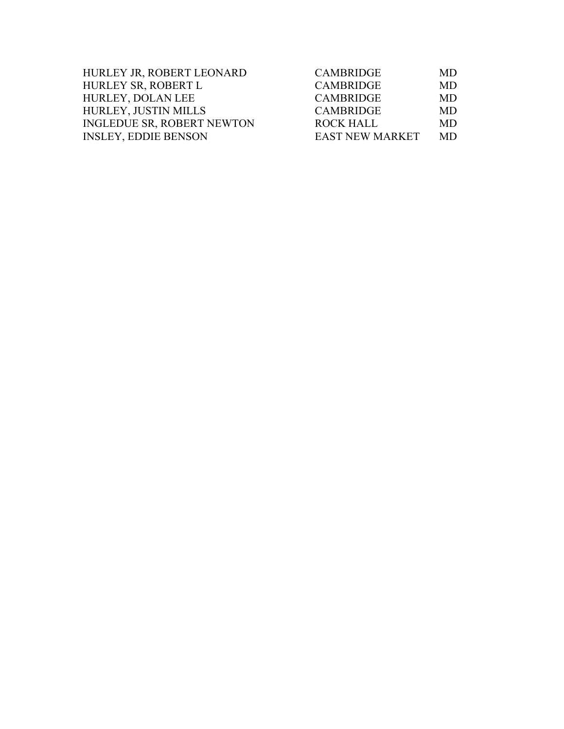| | | |
|---|---|---|
| HURLEY JR, ROBERT LEONARD | CAMBRIDGE | MD |
| HURLEY SR, ROBERT L | CAMBRIDGE | MD |
| HURLEY, DOLAN LEE | CAMBRIDGE | MD |
| HURLEY, JUSTIN MILLS | CAMBRIDGE | MD |
| INGLEDUE SR, ROBERT NEWTON | ROCK HALL | MD |
| INSLEY, EDDIE BENSON | EAST NEW MARKET | MD |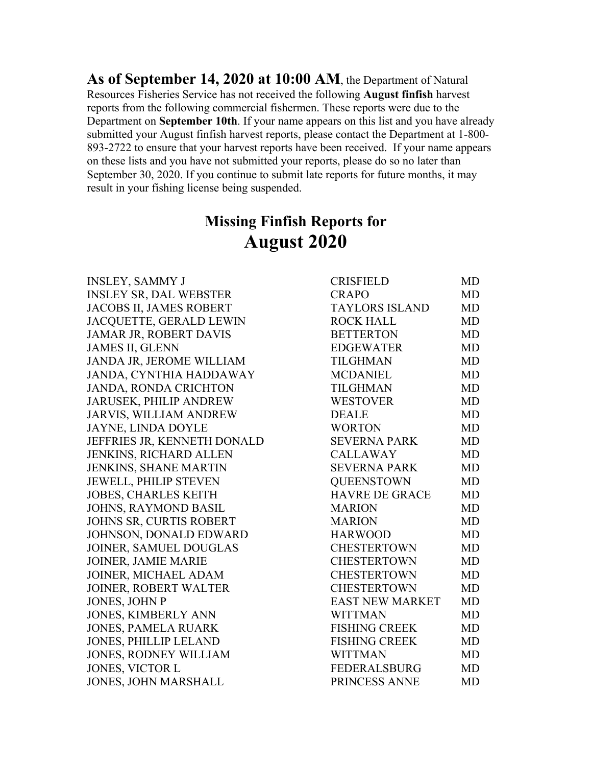**As of September 14, 2020 at 10:00 AM**, the Department of Natural Resources Fisheries Service has not received the following **August finfish** harvest reports from the following commercial fishermen. These reports were due to the Department on **September 10th**. If your name appears on this list and you have already submitted your August finfish harvest reports, please contact the Department at 1-800-893-2722 to ensure that your harvest reports have been received. If your name appears on these lists and you have not submitted your reports, please do so no later than September 30, 2020. If you continue to submit late reports for future months, it may result in your fishing license being suspended.

## Missing Finfish Reports for

# August 2020

| | | |
|---|---|---|
| INSLEY, SAMMY J | CRISFIELD | MD |
| INSLEY SR, DAL WEBSTER | CRAPO | MD |
| JACOBS II, JAMES ROBERT | TAYLORS ISLAND | MD |
| JACQUETTE, GERALD LEWIN | ROCK HALL | MD |
| JAMAR JR, ROBERT DAVIS | BETTERTON | MD |
| JAMES II, GLENN | EDGEWATER | MD |
| JANDA JR, JEROME WILLIAM | TILGHMAN | MD |
| JANDA, CYNTHIA HADDAWAY | MCDANIEL | MD |
| JANDA, RONDA CRICHTON | TILGHMAN | MD |
| JARUSEK, PHILIP ANDREW | WESTOVER | MD |
| JARVIS, WILLIAM ANDREW | DEALE | MD |
| JAYNE, LINDA DOYLE | WORTON | MD |
| JEFFRIES JR, KENNETH DONALD | SEVERNA PARK | MD |
| JENKINS, RICHARD ALLEN | CALLAWAY | MD |
| JENKINS, SHANE MARTIN | SEVERNA PARK | MD |
| JEWELL, PHILIP STEVEN | QUEENSTOWN | MD |
| JOBES, CHARLES KEITH | HAVRE DE GRACE | MD |
| JOHNS, RAYMOND BASIL | MARION | MD |
| JOHNS SR, CURTIS ROBERT | MARION | MD |
| JOHNSON, DONALD EDWARD | HARWOOD | MD |
| JOINER, SAMUEL DOUGLAS | CHESTERTOWN | MD |
| JOINER, JAMIE MARIE | CHESTERTOWN | MD |
| JOINER, MICHAEL ADAM | CHESTERTOWN | MD |
| JOINER, ROBERT WALTER | CHESTERTOWN | MD |
| JONES, JOHN P | EAST NEW MARKET | MD |
| JONES, KIMBERLY ANN | WITTMAN | MD |
| JONES, PAMELA RUARK | FISHING CREEK | MD |
| JONES, PHILLIP LELAND | FISHING CREEK | MD |
| JONES, RODNEY WILLIAM | WITTMAN | MD |
| JONES, VICTOR L | FEDERALSBURG | MD |
| JONES, JOHN MARSHALL | PRINCESS ANNE | MD |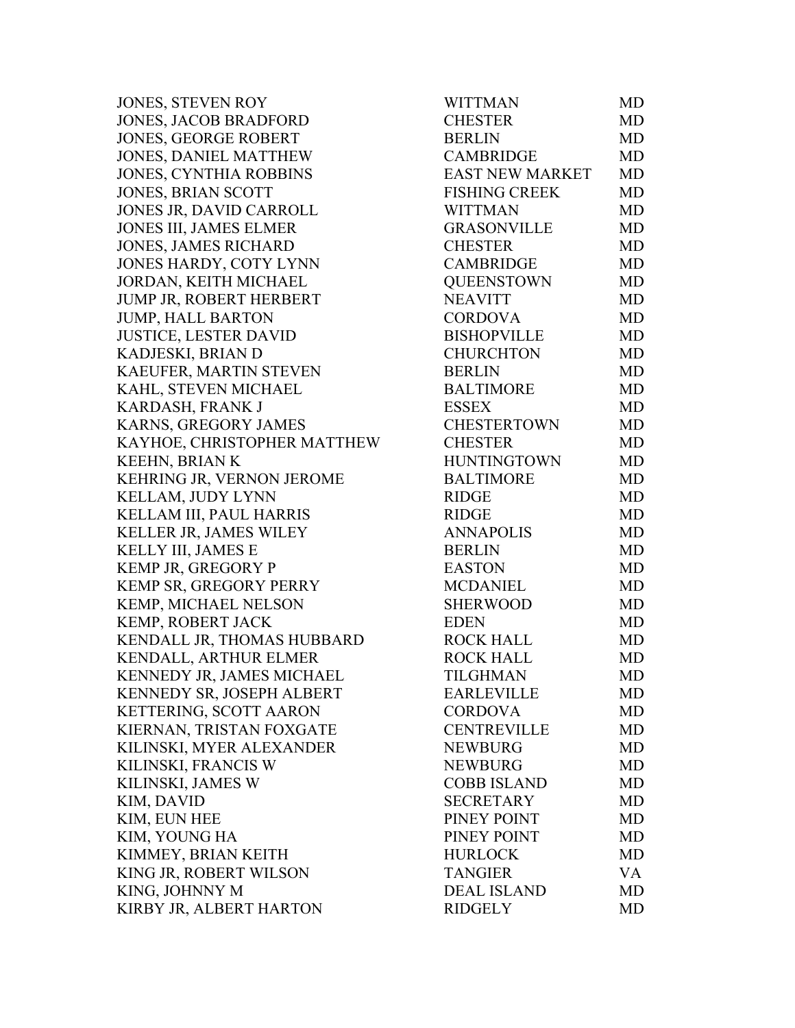| | | |
|---|---|---|
| JONES, STEVEN ROY | WITTMAN | MD |
| JONES, JACOB BRADFORD | CHESTER | MD |
| JONES, GEORGE ROBERT | BERLIN | MD |
| JONES, DANIEL MATTHEW | CAMBRIDGE | MD |
| JONES, CYNTHIA ROBBINS | EAST NEW MARKET | MD |
| JONES, BRIAN SCOTT | FISHING CREEK | MD |
| JONES JR, DAVID CARROLL | WITTMAN | MD |
| JONES III, JAMES ELMER | GRASONVILLE | MD |
| JONES, JAMES RICHARD | CHESTER | MD |
| JONES HARDY, COTY LYNN | CAMBRIDGE | MD |
| JORDAN, KEITH MICHAEL | QUEENSTOWN | MD |
| JUMP JR, ROBERT HERBERT | NEAVITT | MD |
| JUMP, HALL BARTON | CORDOVA | MD |
| JUSTICE, LESTER DAVID | BISHOPVILLE | MD |
| KADJESKI, BRIAN D | CHURCHTON | MD |
| KAEUFER, MARTIN STEVEN | BERLIN | MD |
| KAHL, STEVEN MICHAEL | BALTIMORE | MD |
| KARDASH, FRANK J | ESSEX | MD |
| KARNS, GREGORY JAMES | CHESTERTOWN | MD |
| KAYHOE, CHRISTOPHER MATTHEW | CHESTER | MD |
| KEEHN, BRIAN K | HUNTINGTOWN | MD |
| KEHRING JR, VERNON JEROME | BALTIMORE | MD |
| KELLAM, JUDY LYNN | RIDGE | MD |
| KELLAM III, PAUL HARRIS | RIDGE | MD |
| KELLER JR, JAMES WILEY | ANNAPOLIS | MD |
| KELLY III, JAMES E | BERLIN | MD |
| KEMP JR, GREGORY P | EASTON | MD |
| KEMP SR, GREGORY PERRY | MCDANIEL | MD |
| KEMP, MICHAEL NELSON | SHERWOOD | MD |
| KEMP, ROBERT JACK | EDEN | MD |
| KENDALL JR, THOMAS HUBBARD | ROCK HALL | MD |
| KENDALL, ARTHUR ELMER | ROCK HALL | MD |
| KENNEDY JR, JAMES MICHAEL | TILGHMAN | MD |
| KENNEDY SR, JOSEPH ALBERT | EARLEVILLE | MD |
| KETTERING, SCOTT AARON | CORDOVA | MD |
| KIERNAN, TRISTAN FOXGATE | CENTREVILLE | MD |
| KILINSKI, MYER ALEXANDER | NEWBURG | MD |
| KILINSKI, FRANCIS W | NEWBURG | MD |
| KILINSKI, JAMES W | COBB ISLAND | MD |
| KIM, DAVID | SECRETARY | MD |
| KIM, EUN HEE | PINEY POINT | MD |
| KIM, YOUNG HA | PINEY POINT | MD |
| KIMMEY, BRIAN KEITH | HURLOCK | MD |
| KING JR, ROBERT WILSON | TANGIER | VA |
| KING, JOHNNY M | DEAL ISLAND | MD |
| KIRBY JR, ALBERT HARTON | RIDGELY | MD |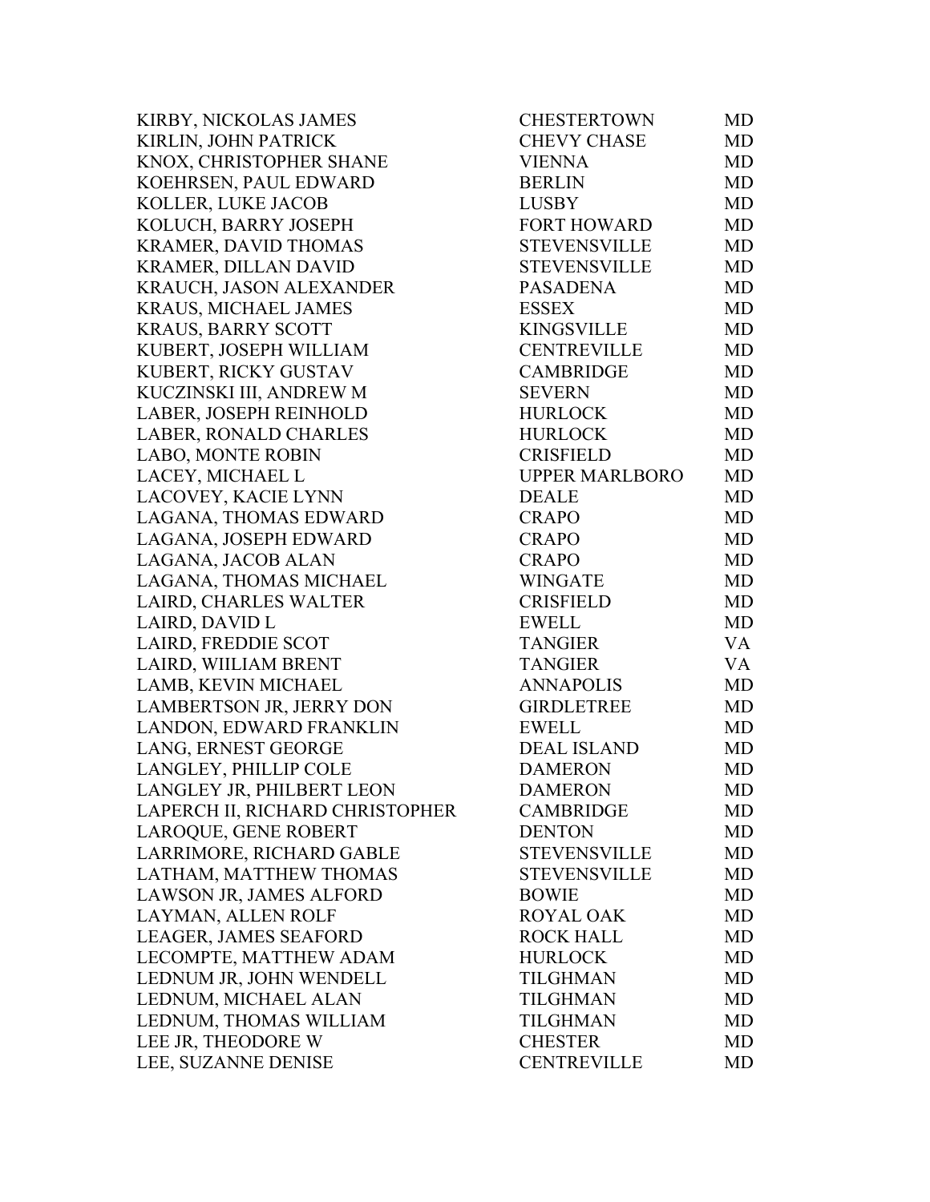| | | |
|---|---|---|
| KIRBY, NICKOLAS JAMES | CHESTERTOWN | MD |
| KIRLIN, JOHN PATRICK | CHEVY CHASE | MD |
| KNOX, CHRISTOPHER SHANE | VIENNA | MD |
| KOEHRSEN, PAUL EDWARD | BERLIN | MD |
| KOLLER, LUKE JACOB | LUSBY | MD |
| KOLUCH, BARRY JOSEPH | FORT HOWARD | MD |
| KRAMER, DAVID THOMAS | STEVENSVILLE | MD |
| KRAMER, DILLAN DAVID | STEVENSVILLE | MD |
| KRAUCH, JASON ALEXANDER | PASADENA | MD |
| KRAUS, MICHAEL JAMES | ESSEX | MD |
| KRAUS, BARRY SCOTT | KINGSVILLE | MD |
| KUBERT, JOSEPH WILLIAM | CENTREVILLE | MD |
| KUBERT, RICKY GUSTAV | CAMBRIDGE | MD |
| KUCZINSKI III, ANDREW M | SEVERN | MD |
| LABER, JOSEPH REINHOLD | HURLOCK | MD |
| LABER, RONALD CHARLES | HURLOCK | MD |
| LABO, MONTE ROBIN | CRISFIELD | MD |
| LACEY, MICHAEL L | UPPER MARLBORO | MD |
| LACOVEY, KACIE LYNN | DEALE | MD |
| LAGANA, THOMAS EDWARD | CRAPO | MD |
| LAGANA, JOSEPH EDWARD | CRAPO | MD |
| LAGANA, JACOB ALAN | CRAPO | MD |
| LAGANA, THOMAS MICHAEL | WINGATE | MD |
| LAIRD, CHARLES WALTER | CRISFIELD | MD |
| LAIRD, DAVID L | EWELL | MD |
| LAIRD, FREDDIE SCOT | TANGIER | VA |
| LAIRD, WIILIAM BRENT | TANGIER | VA |
| LAMB, KEVIN MICHAEL | ANNAPOLIS | MD |
| LAMBERTSON JR, JERRY DON | GIRDLETREE | MD |
| LANDON, EDWARD FRANKLIN | EWELL | MD |
| LANG, ERNEST GEORGE | DEAL ISLAND | MD |
| LANGLEY, PHILLIP COLE | DAMERON | MD |
| LANGLEY JR, PHILBERT LEON | DAMERON | MD |
| LAPERCH II, RICHARD CHRISTOPHER | CAMBRIDGE | MD |
| LAROQUE, GENE ROBERT | DENTON | MD |
| LARRIMORE, RICHARD GABLE | STEVENSVILLE | MD |
| LATHAM, MATTHEW THOMAS | STEVENSVILLE | MD |
| LAWSON JR, JAMES ALFORD | BOWIE | MD |
| LAYMAN, ALLEN ROLF | ROYAL OAK | MD |
| LEAGER, JAMES SEAFORD | ROCK HALL | MD |
| LECOMPTE, MATTHEW ADAM | HURLOCK | MD |
| LEDNUM JR, JOHN WENDELL | TILGHMAN | MD |
| LEDNUM, MICHAEL ALAN | TILGHMAN | MD |
| LEDNUM, THOMAS WILLIAM | TILGHMAN | MD |
| LEE JR, THEODORE W | CHESTER | MD |
| LEE, SUZANNE DENISE | CENTREVILLE | MD |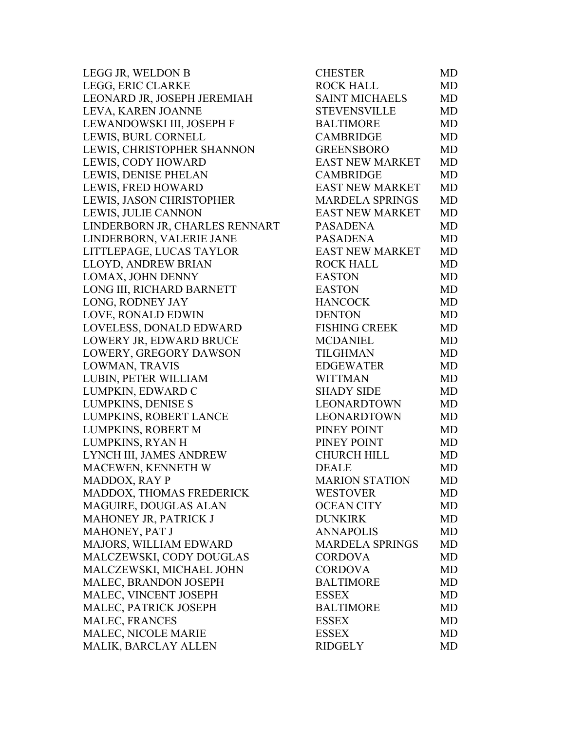| | | |
|---|---|---|
| LEGG JR, WELDON B | CHESTER | MD |
| LEGG, ERIC CLARKE | ROCK HALL | MD |
| LEONARD JR, JOSEPH JEREMIAH | SAINT MICHAELS | MD |
| LEVA, KAREN JOANNE | STEVENSVILLE | MD |
| LEWANDOWSKI III, JOSEPH F | BALTIMORE | MD |
| LEWIS, BURL CORNELL | CAMBRIDGE | MD |
| LEWIS, CHRISTOPHER SHANNON | GREENSBORO | MD |
| LEWIS, CODY HOWARD | EAST NEW MARKET | MD |
| LEWIS, DENISE PHELAN | CAMBRIDGE | MD |
| LEWIS, FRED HOWARD | EAST NEW MARKET | MD |
| LEWIS, JASON CHRISTOPHER | MARDELA SPRINGS | MD |
| LEWIS, JULIE CANNON | EAST NEW MARKET | MD |
| LINDERBORN JR, CHARLES RENNART | PASADENA | MD |
| LINDERBORN, VALERIE JANE | PASADENA | MD |
| LITTLEPAGE, LUCAS TAYLOR | EAST NEW MARKET | MD |
| LLOYD, ANDREW BRIAN | ROCK HALL | MD |
| LOMAX, JOHN DENNY | EASTON | MD |
| LONG III, RICHARD BARNETT | EASTON | MD |
| LONG, RODNEY JAY | HANCOCK | MD |
| LOVE, RONALD EDWIN | DENTON | MD |
| LOVELESS, DONALD EDWARD | FISHING CREEK | MD |
| LOWERY JR, EDWARD BRUCE | MCDANIEL | MD |
| LOWERY, GREGORY DAWSON | TILGHMAN | MD |
| LOWMAN, TRAVIS | EDGEWATER | MD |
| LUBIN, PETER WILLIAM | WITTMAN | MD |
| LUMPKIN, EDWARD C | SHADY SIDE | MD |
| LUMPKINS, DENISE S | LEONARDTOWN | MD |
| LUMPKINS, ROBERT LANCE | LEONARDTOWN | MD |
| LUMPKINS, ROBERT M | PINEY POINT | MD |
| LUMPKINS, RYAN H | PINEY POINT | MD |
| LYNCH III, JAMES ANDREW | CHURCH HILL | MD |
| MACEWEN, KENNETH W | DEALE | MD |
| MADDOX, RAY P | MARION STATION | MD |
| MADDOX, THOMAS FREDERICK | WESTOVER | MD |
| MAGUIRE, DOUGLAS ALAN | OCEAN CITY | MD |
| MAHONEY JR, PATRICK J | DUNKIRK | MD |
| MAHONEY, PAT J | ANNAPOLIS | MD |
| MAJORS, WILLIAM EDWARD | MARDELA SPRINGS | MD |
| MALCZEWSKI, CODY DOUGLAS | CORDOVA | MD |
| MALCZEWSKI, MICHAEL JOHN | CORDOVA | MD |
| MALEC, BRANDON JOSEPH | BALTIMORE | MD |
| MALEC, VINCENT JOSEPH | ESSEX | MD |
| MALEC, PATRICK JOSEPH | BALTIMORE | MD |
| MALEC, FRANCES | ESSEX | MD |
| MALEC, NICOLE MARIE | ESSEX | MD |
| MALIK, BARCLAY ALLEN | RIDGELY | MD |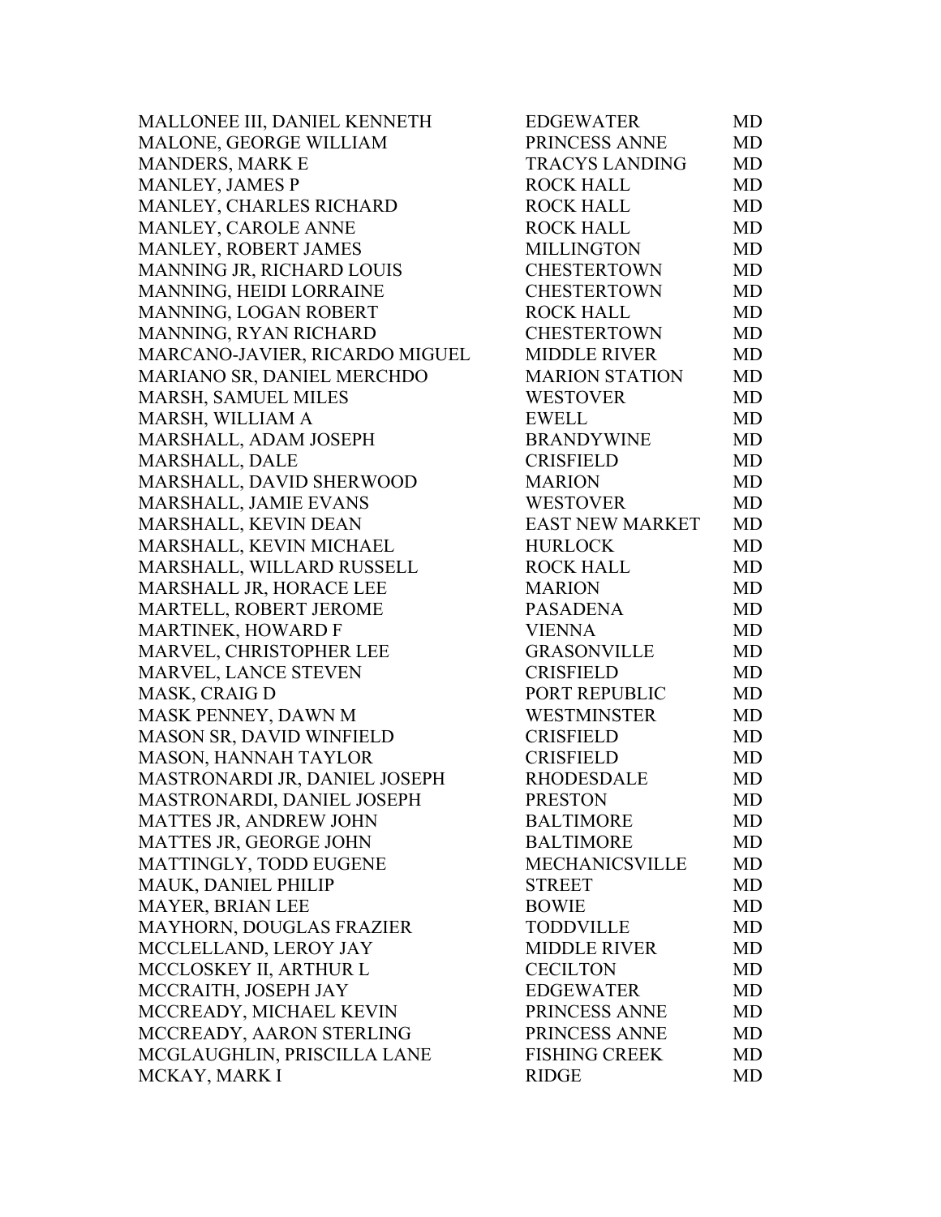| | | |
|---|---|---|
| MALLONEE III, DANIEL KENNETH | EDGEWATER | MD |
| MALONE, GEORGE WILLIAM | PRINCESS ANNE | MD |
| MANDERS, MARK E | TRACYS LANDING | MD |
| MANLEY, JAMES P | ROCK HALL | MD |
| MANLEY, CHARLES RICHARD | ROCK HALL | MD |
| MANLEY, CAROLE ANNE | ROCK HALL | MD |
| MANLEY, ROBERT JAMES | MILLINGTON | MD |
| MANNING JR, RICHARD LOUIS | CHESTERTOWN | MD |
| MANNING, HEIDI LORRAINE | CHESTERTOWN | MD |
| MANNING, LOGAN ROBERT | ROCK HALL | MD |
| MANNING, RYAN RICHARD | CHESTERTOWN | MD |
| MARCANO-JAVIER, RICARDO MIGUEL | MIDDLE RIVER | MD |
| MARIANO SR, DANIEL MERCHDO | MARION STATION | MD |
| MARSH, SAMUEL MILES | WESTOVER | MD |
| MARSH, WILLIAM A | EWELL | MD |
| MARSHALL, ADAM JOSEPH | BRANDYWINE | MD |
| MARSHALL, DALE | CRISFIELD | MD |
| MARSHALL, DAVID SHERWOOD | MARION | MD |
| MARSHALL, JAMIE EVANS | WESTOVER | MD |
| MARSHALL, KEVIN DEAN | EAST NEW MARKET | MD |
| MARSHALL, KEVIN MICHAEL | HURLOCK | MD |
| MARSHALL, WILLARD RUSSELL | ROCK HALL | MD |
| MARSHALL JR, HORACE LEE | MARION | MD |
| MARTELL, ROBERT JEROME | PASADENA | MD |
| MARTINEK, HOWARD F | VIENNA | MD |
| MARVEL, CHRISTOPHER LEE | GRASONVILLE | MD |
| MARVEL, LANCE STEVEN | CRISFIELD | MD |
| MASK, CRAIG D | PORT REPUBLIC | MD |
| MASK PENNEY, DAWN M | WESTMINSTER | MD |
| MASON SR, DAVID WINFIELD | CRISFIELD | MD |
| MASON, HANNAH TAYLOR | CRISFIELD | MD |
| MASTRONARDI JR, DANIEL JOSEPH | RHODESDALE | MD |
| MASTRONARDI, DANIEL JOSEPH | PRESTON | MD |
| MATTES JR, ANDREW JOHN | BALTIMORE | MD |
| MATTES JR, GEORGE JOHN | BALTIMORE | MD |
| MATTINGLY, TODD EUGENE | MECHANICSVILLE | MD |
| MAUK, DANIEL PHILIP | STREET | MD |
| MAYER, BRIAN LEE | BOWIE | MD |
| MAYHORN, DOUGLAS FRAZIER | TODDVILLE | MD |
| MCCLELLAND, LEROY JAY | MIDDLE RIVER | MD |
| MCCLOSKEY II, ARTHUR L | CECILTON | MD |
| MCCRAITH, JOSEPH JAY | EDGEWATER | MD |
| MCCREADY, MICHAEL KEVIN | PRINCESS ANNE | MD |
| MCCREADY, AARON STERLING | PRINCESS ANNE | MD |
| MCGLAUGHLIN, PRISCILLA LANE | FISHING CREEK | MD |
| MCKAY, MARK I | RIDGE | MD |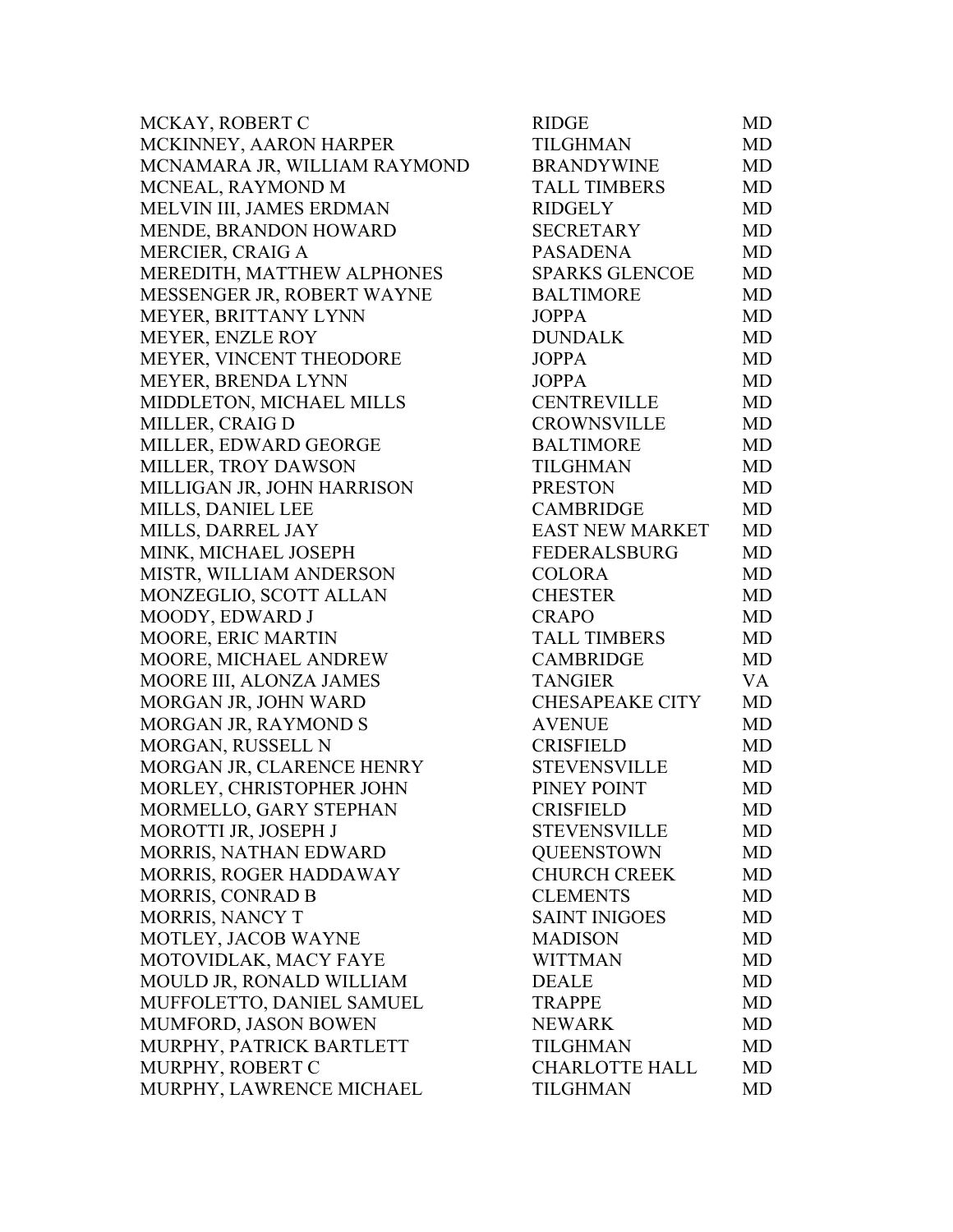| | | |
|---|---|---|
| MCKAY, ROBERT C | RIDGE | MD |
| MCKINNEY, AARON HARPER | TILGHMAN | MD |
| MCNAMARA JR, WILLIAM RAYMOND | BRANDYWINE | MD |
| MCNEAL, RAYMOND M | TALL TIMBERS | MD |
| MELVIN III, JAMES ERDMAN | RIDGELY | MD |
| MENDE, BRANDON HOWARD | SECRETARY | MD |
| MERCIER, CRAIG A | PASADENA | MD |
| MEREDITH, MATTHEW ALPHONES | SPARKS GLENCOE | MD |
| MESSENGER JR, ROBERT WAYNE | BALTIMORE | MD |
| MEYER, BRITTANY LYNN | JOPPA | MD |
| MEYER, ENZLE ROY | DUNDALK | MD |
| MEYER, VINCENT THEODORE | JOPPA | MD |
| MEYER, BRENDA LYNN | JOPPA | MD |
| MIDDLETON, MICHAEL MILLS | CENTREVILLE | MD |
| MILLER, CRAIG D | CROWNSVILLE | MD |
| MILLER, EDWARD GEORGE | BALTIMORE | MD |
| MILLER, TROY DAWSON | TILGHMAN | MD |
| MILLIGAN JR, JOHN HARRISON | PRESTON | MD |
| MILLS, DANIEL LEE | CAMBRIDGE | MD |
| MILLS, DARREL JAY | EAST NEW MARKET | MD |
| MINK, MICHAEL JOSEPH | FEDERALSBURG | MD |
| MISTR, WILLIAM ANDERSON | COLORA | MD |
| MONZEGLIO, SCOTT ALLAN | CHESTER | MD |
| MOODY, EDWARD J | CRAPO | MD |
| MOORE, ERIC MARTIN | TALL TIMBERS | MD |
| MOORE, MICHAEL ANDREW | CAMBRIDGE | MD |
| MOORE III, ALONZA JAMES | TANGIER | VA |
| MORGAN JR, JOHN WARD | CHESAPEAKE CITY | MD |
| MORGAN JR, RAYMOND S | AVENUE | MD |
| MORGAN, RUSSELL N | CRISFIELD | MD |
| MORGAN JR, CLARENCE HENRY | STEVENSVILLE | MD |
| MORLEY, CHRISTOPHER JOHN | PINEY POINT | MD |
| MORMELLO, GARY STEPHAN | CRISFIELD | MD |
| MOROTTI JR, JOSEPH J | STEVENSVILLE | MD |
| MORRIS, NATHAN EDWARD | QUEENSTOWN | MD |
| MORRIS, ROGER HADDAWAY | CHURCH CREEK | MD |
| MORRIS, CONRAD B | CLEMENTS | MD |
| MORRIS, NANCY T | SAINT INIGOES | MD |
| MOTLEY, JACOB WAYNE | MADISON | MD |
| MOTOVIDLAK, MACY FAYE | WITTMAN | MD |
| MOULD JR, RONALD WILLIAM | DEALE | MD |
| MUFFOLETTO, DANIEL SAMUEL | TRAPPE | MD |
| MUMFORD, JASON BOWEN | NEWARK | MD |
| MURPHY, PATRICK BARTLETT | TILGHMAN | MD |
| MURPHY, ROBERT C | CHARLOTTE HALL | MD |
| MURPHY, LAWRENCE MICHAEL | TILGHMAN | MD |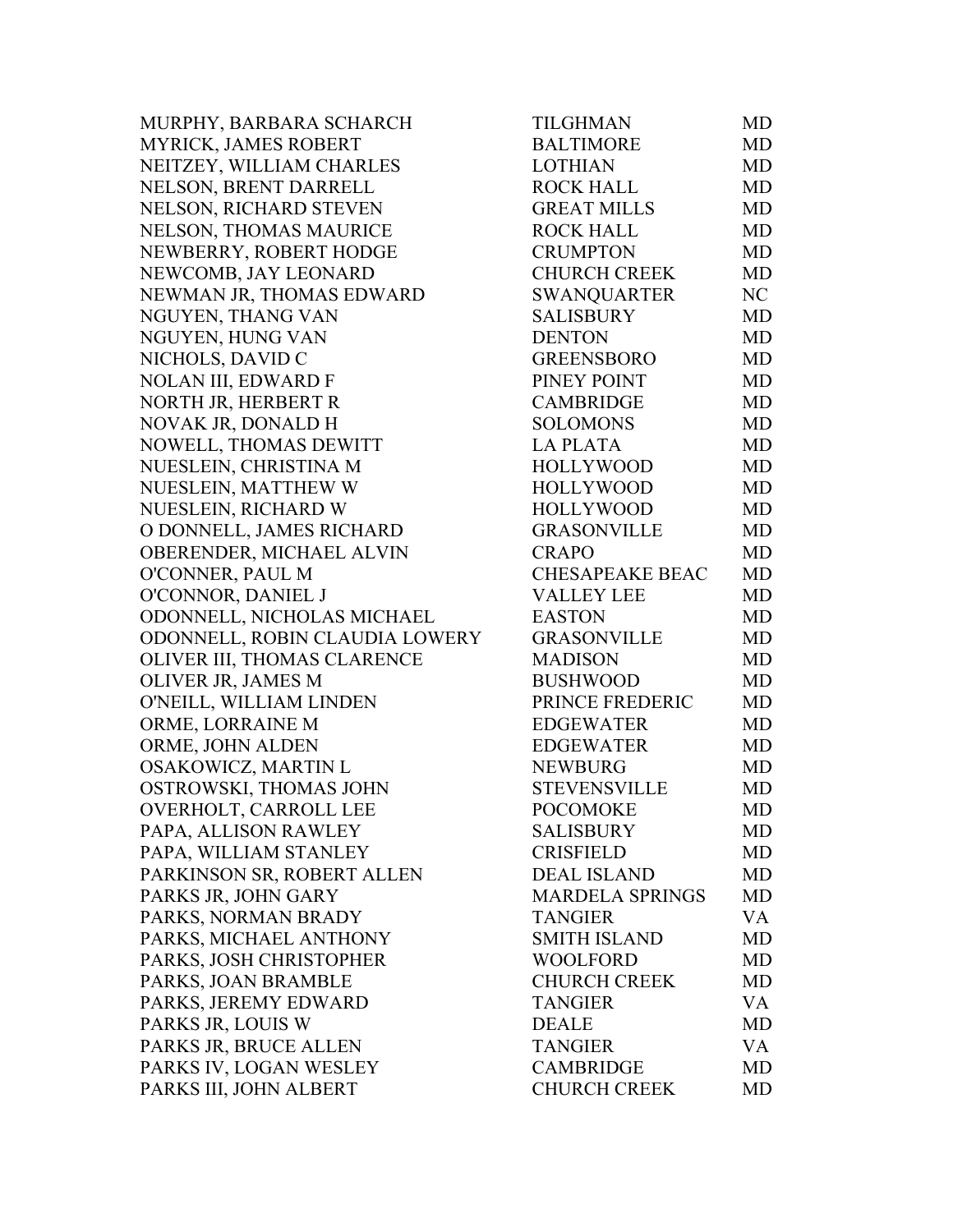| | | |
|---|---|---|
| MURPHY, BARBARA SCHARCH | TILGHMAN | MD |
| MYRICK, JAMES ROBERT | BALTIMORE | MD |
| NEITZEY, WILLIAM CHARLES | LOTHIAN | MD |
| NELSON, BRENT DARRELL | ROCK HALL | MD |
| NELSON, RICHARD STEVEN | GREAT MILLS | MD |
| NELSON, THOMAS MAURICE | ROCK HALL | MD |
| NEWBERRY, ROBERT HODGE | CRUMPTON | MD |
| NEWCOMB, JAY LEONARD | CHURCH CREEK | MD |
| NEWMAN JR, THOMAS EDWARD | SWANQUARTER | NC |
| NGUYEN, THANG VAN | SALISBURY | MD |
| NGUYEN, HUNG VAN | DENTON | MD |
| NICHOLS, DAVID C | GREENSBORO | MD |
| NOLAN III, EDWARD F | PINEY POINT | MD |
| NORTH JR, HERBERT R | CAMBRIDGE | MD |
| NOVAK JR, DONALD H | SOLOMONS | MD |
| NOWELL, THOMAS DEWITT | LA PLATA | MD |
| NUESLEIN, CHRISTINA M | HOLLYWOOD | MD |
| NUESLEIN, MATTHEW W | HOLLYWOOD | MD |
| NUESLEIN, RICHARD W | HOLLYWOOD | MD |
| O DONNELL, JAMES RICHARD | GRASONVILLE | MD |
| OBERENDER, MICHAEL ALVIN | CRAPO | MD |
| O'CONNER, PAUL M | CHESAPEAKE BEAC | MD |
| O'CONNOR, DANIEL J | VALLEY LEE | MD |
| ODONNELL, NICHOLAS MICHAEL | EASTON | MD |
| ODONNELL, ROBIN CLAUDIA LOWERY | GRASONVILLE | MD |
| OLIVER III, THOMAS CLARENCE | MADISON | MD |
| OLIVER JR, JAMES M | BUSHWOOD | MD |
| O'NEILL, WILLIAM LINDEN | PRINCE FREDERIC | MD |
| ORME, LORRAINE M | EDGEWATER | MD |
| ORME, JOHN ALDEN | EDGEWATER | MD |
| OSAKOWICZ, MARTIN L | NEWBURG | MD |
| OSTROWSKI, THOMAS JOHN | STEVENSVILLE | MD |
| OVERHOLT, CARROLL LEE | POCOMOKE | MD |
| PAPA, ALLISON RAWLEY | SALISBURY | MD |
| PAPA, WILLIAM STANLEY | CRISFIELD | MD |
| PARKINSON SR, ROBERT ALLEN | DEAL ISLAND | MD |
| PARKS JR, JOHN GARY | MARDELA SPRINGS | MD |
| PARKS, NORMAN BRADY | TANGIER | VA |
| PARKS, MICHAEL ANTHONY | SMITH ISLAND | MD |
| PARKS, JOSH CHRISTOPHER | WOOLFORD | MD |
| PARKS, JOAN BRAMBLE | CHURCH CREEK | MD |
| PARKS, JEREMY EDWARD | TANGIER | VA |
| PARKS JR, LOUIS W | DEALE | MD |
| PARKS JR, BRUCE ALLEN | TANGIER | VA |
| PARKS IV, LOGAN WESLEY | CAMBRIDGE | MD |
| PARKS III, JOHN ALBERT | CHURCH CREEK | MD |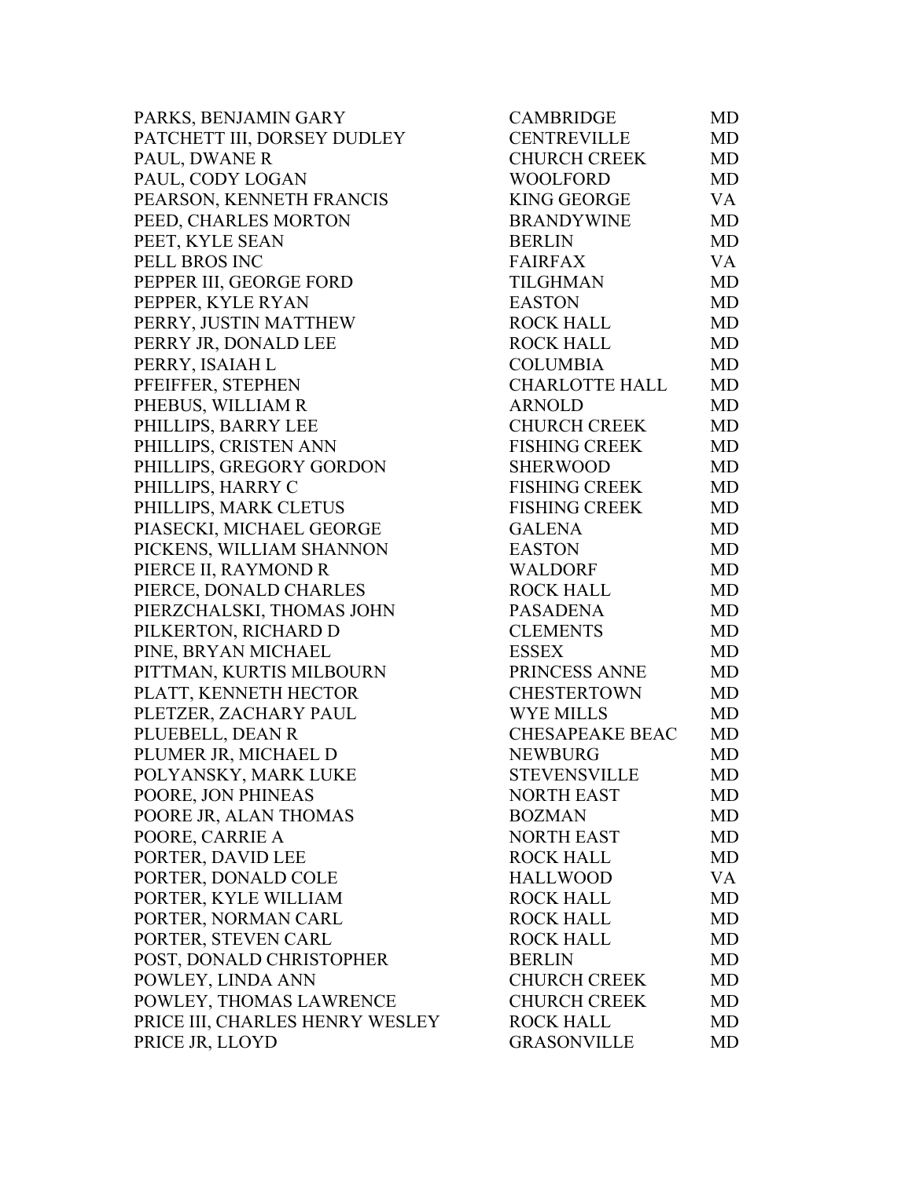| | | |
|---|---|---|
| PARKS, BENJAMIN GARY | CAMBRIDGE | MD |
| PATCHETT III, DORSEY DUDLEY | CENTREVILLE | MD |
| PAUL, DWANE R | CHURCH CREEK | MD |
| PAUL, CODY LOGAN | WOOLFORD | MD |
| PEARSON, KENNETH FRANCIS | KING GEORGE | VA |
| PEED, CHARLES MORTON | BRANDYWINE | MD |
| PEET, KYLE SEAN | BERLIN | MD |
| PELL BROS INC | FAIRFAX | VA |
| PEPPER III, GEORGE FORD | TILGHMAN | MD |
| PEPPER, KYLE RYAN | EASTON | MD |
| PERRY, JUSTIN MATTHEW | ROCK HALL | MD |
| PERRY JR, DONALD LEE | ROCK HALL | MD |
| PERRY, ISAIAH L | COLUMBIA | MD |
| PFEIFFER, STEPHEN | CHARLOTTE HALL | MD |
| PHEBUS, WILLIAM R | ARNOLD | MD |
| PHILLIPS, BARRY LEE | CHURCH CREEK | MD |
| PHILLIPS, CRISTEN ANN | FISHING CREEK | MD |
| PHILLIPS, GREGORY GORDON | SHERWOOD | MD |
| PHILLIPS, HARRY C | FISHING CREEK | MD |
| PHILLIPS, MARK CLETUS | FISHING CREEK | MD |
| PIASECKI, MICHAEL GEORGE | GALENA | MD |
| PICKENS, WILLIAM SHANNON | EASTON | MD |
| PIERCE II, RAYMOND R | WALDORF | MD |
| PIERCE, DONALD CHARLES | ROCK HALL | MD |
| PIERZCHALSKI, THOMAS JOHN | PASADENA | MD |
| PILKERTON, RICHARD D | CLEMENTS | MD |
| PINE, BRYAN MICHAEL | ESSEX | MD |
| PITTMAN, KURTIS MILBOURN | PRINCESS ANNE | MD |
| PLATT, KENNETH HECTOR | CHESTERTOWN | MD |
| PLETZER, ZACHARY PAUL | WYE MILLS | MD |
| PLUEBELL, DEAN R | CHESAPEAKE BEAC | MD |
| PLUMER JR, MICHAEL D | NEWBURG | MD |
| POLYANSKY, MARK LUKE | STEVENSVILLE | MD |
| POORE, JON PHINEAS | NORTH EAST | MD |
| POORE JR, ALAN THOMAS | BOZMAN | MD |
| POORE, CARRIE A | NORTH EAST | MD |
| PORTER, DAVID LEE | ROCK HALL | MD |
| PORTER, DONALD COLE | HALLWOOD | VA |
| PORTER, KYLE WILLIAM | ROCK HALL | MD |
| PORTER, NORMAN CARL | ROCK HALL | MD |
| PORTER, STEVEN CARL | ROCK HALL | MD |
| POST, DONALD CHRISTOPHER | BERLIN | MD |
| POWLEY, LINDA ANN | CHURCH CREEK | MD |
| POWLEY, THOMAS LAWRENCE | CHURCH CREEK | MD |
| PRICE III, CHARLES HENRY WESLEY | ROCK HALL | MD |
| PRICE JR, LLOYD | GRASONVILLE | MD |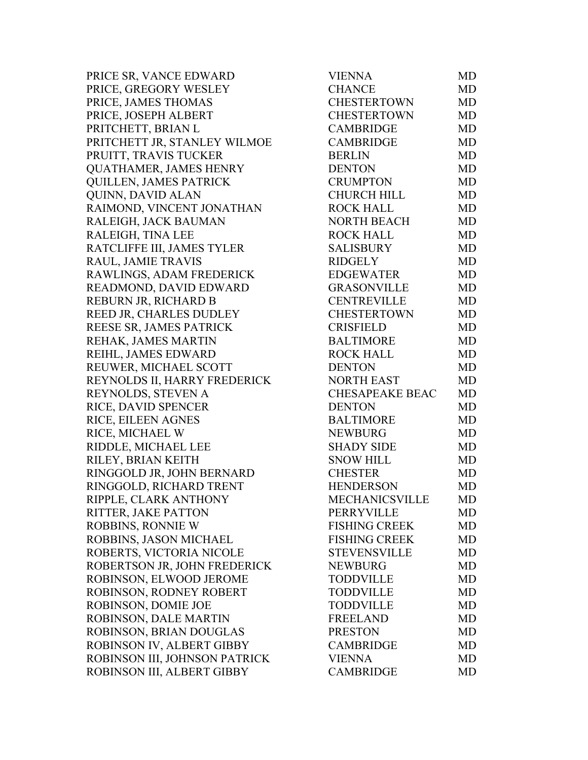| | | |
|---|---|---|
| PRICE SR, VANCE EDWARD | VIENNA | MD |
| PRICE, GREGORY WESLEY | CHANCE | MD |
| PRICE, JAMES THOMAS | CHESTERTOWN | MD |
| PRICE, JOSEPH ALBERT | CHESTERTOWN | MD |
| PRITCHETT, BRIAN L | CAMBRIDGE | MD |
| PRITCHETT JR, STANLEY WILMOE | CAMBRIDGE | MD |
| PRUITT, TRAVIS TUCKER | BERLIN | MD |
| QUATHAMER, JAMES HENRY | DENTON | MD |
| QUILLEN, JAMES PATRICK | CRUMPTON | MD |
| QUINN, DAVID ALAN | CHURCH HILL | MD |
| RAIMOND, VINCENT JONATHAN | ROCK HALL | MD |
| RALEIGH, JACK BAUMAN | NORTH BEACH | MD |
| RALEIGH, TINA LEE | ROCK HALL | MD |
| RATCLIFFE III, JAMES TYLER | SALISBURY | MD |
| RAUL, JAMIE TRAVIS | RIDGELY | MD |
| RAWLINGS, ADAM FREDERICK | EDGEWATER | MD |
| READMOND, DAVID EDWARD | GRASONVILLE | MD |
| REBURN JR, RICHARD B | CENTREVILLE | MD |
| REED JR, CHARLES DUDLEY | CHESTERTOWN | MD |
| REESE SR, JAMES PATRICK | CRISFIELD | MD |
| REHAK, JAMES MARTIN | BALTIMORE | MD |
| REIHL, JAMES EDWARD | ROCK HALL | MD |
| REUWER, MICHAEL SCOTT | DENTON | MD |
| REYNOLDS II, HARRY FREDERICK | NORTH EAST | MD |
| REYNOLDS, STEVEN A | CHESAPEAKE BEAC | MD |
| RICE, DAVID SPENCER | DENTON | MD |
| RICE, EILEEN AGNES | BALTIMORE | MD |
| RICE, MICHAEL W | NEWBURG | MD |
| RIDDLE, MICHAEL LEE | SHADY SIDE | MD |
| RILEY, BRIAN KEITH | SNOW HILL | MD |
| RINGGOLD JR, JOHN BERNARD | CHESTER | MD |
| RINGGOLD, RICHARD TRENT | HENDERSON | MD |
| RIPPLE, CLARK ANTHONY | MECHANICSVILLE | MD |
| RITTER, JAKE PATTON | PERRYVILLE | MD |
| ROBBINS, RONNIE W | FISHING CREEK | MD |
| ROBBINS, JASON MICHAEL | FISHING CREEK | MD |
| ROBERTS, VICTORIA NICOLE | STEVENSVILLE | MD |
| ROBERTSON JR, JOHN FREDERICK | NEWBURG | MD |
| ROBINSON, ELWOOD JEROME | TODDVILLE | MD |
| ROBINSON, RODNEY ROBERT | TODDVILLE | MD |
| ROBINSON, DOMIE JOE | TODDVILLE | MD |
| ROBINSON, DALE MARTIN | FREELAND | MD |
| ROBINSON, BRIAN DOUGLAS | PRESTON | MD |
| ROBINSON IV, ALBERT GIBBY | CAMBRIDGE | MD |
| ROBINSON III, JOHNSON PATRICK | VIENNA | MD |
| ROBINSON III, ALBERT GIBBY | CAMBRIDGE | MD |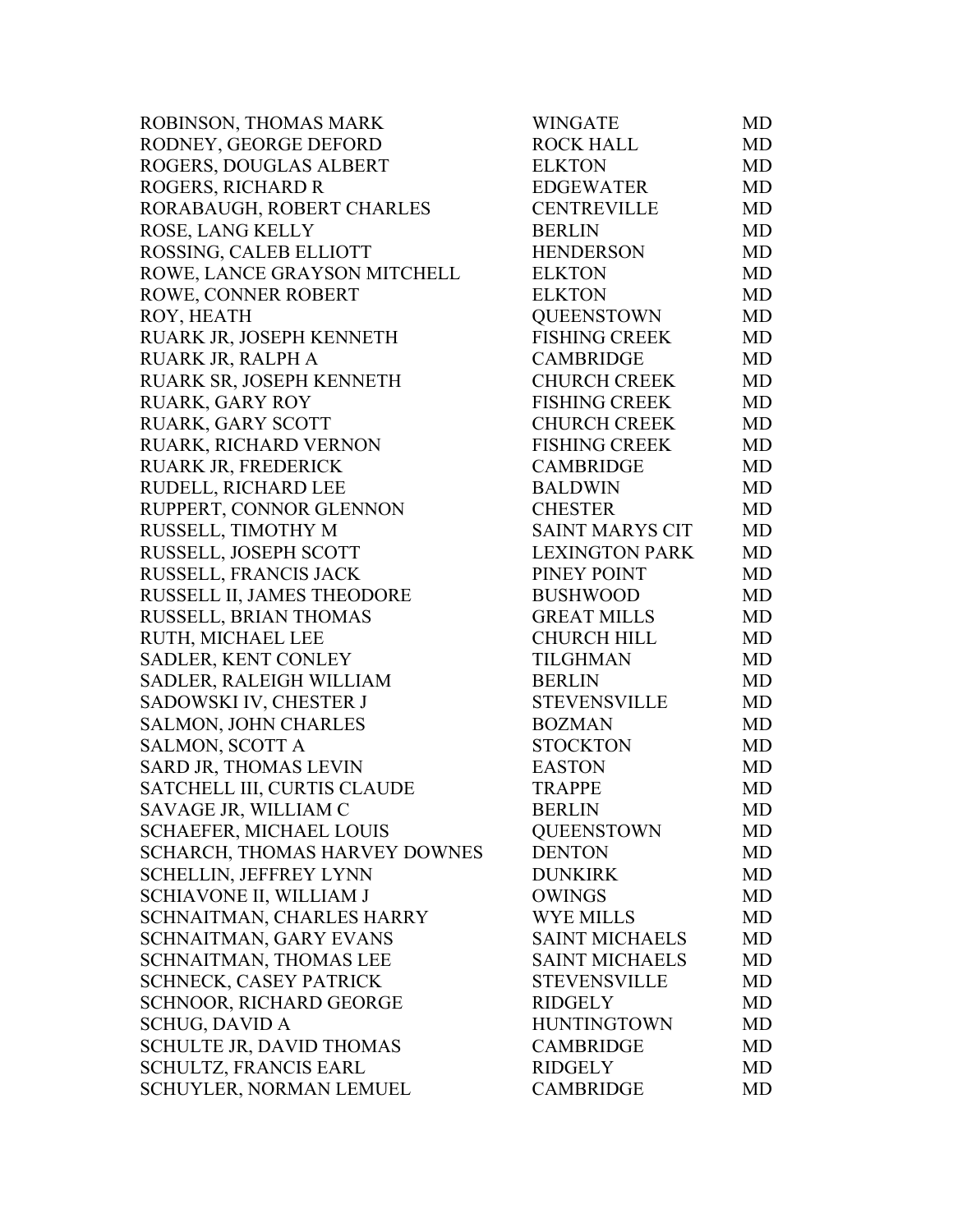| | | |
|---|---|---|
| ROBINSON, THOMAS MARK | WINGATE | MD |
| RODNEY, GEORGE DEFORD | ROCK HALL | MD |
| ROGERS, DOUGLAS ALBERT | ELKTON | MD |
| ROGERS, RICHARD R | EDGEWATER | MD |
| RORABAUGH, ROBERT CHARLES | CENTREVILLE | MD |
| ROSE, LANG KELLY | BERLIN | MD |
| ROSSING, CALEB ELLIOTT | HENDERSON | MD |
| ROWE, LANCE GRAYSON MITCHELL | ELKTON | MD |
| ROWE, CONNER ROBERT | ELKTON | MD |
| ROY, HEATH | QUEENSTOWN | MD |
| RUARK JR, JOSEPH KENNETH | FISHING CREEK | MD |
| RUARK JR, RALPH A | CAMBRIDGE | MD |
| RUARK SR, JOSEPH KENNETH | CHURCH CREEK | MD |
| RUARK, GARY ROY | FISHING CREEK | MD |
| RUARK, GARY SCOTT | CHURCH CREEK | MD |
| RUARK, RICHARD VERNON | FISHING CREEK | MD |
| RUARK JR, FREDERICK | CAMBRIDGE | MD |
| RUDELL, RICHARD LEE | BALDWIN | MD |
| RUPPERT, CONNOR GLENNON | CHESTER | MD |
| RUSSELL, TIMOTHY M | SAINT MARYS CIT | MD |
| RUSSELL, JOSEPH SCOTT | LEXINGTON PARK | MD |
| RUSSELL, FRANCIS JACK | PINEY POINT | MD |
| RUSSELL II, JAMES THEODORE | BUSHWOOD | MD |
| RUSSELL, BRIAN THOMAS | GREAT MILLS | MD |
| RUTH, MICHAEL LEE | CHURCH HILL | MD |
| SADLER, KENT CONLEY | TILGHMAN | MD |
| SADLER, RALEIGH WILLIAM | BERLIN | MD |
| SADOWSKI IV, CHESTER J | STEVENSVILLE | MD |
| SALMON, JOHN CHARLES | BOZMAN | MD |
| SALMON, SCOTT A | STOCKTON | MD |
| SARD JR, THOMAS LEVIN | EASTON | MD |
| SATCHELL III, CURTIS CLAUDE | TRAPPE | MD |
| SAVAGE JR, WILLIAM C | BERLIN | MD |
| SCHAEFER, MICHAEL LOUIS | QUEENSTOWN | MD |
| SCHARCH, THOMAS HARVEY DOWNES | DENTON | MD |
| SCHELLIN, JEFFREY LYNN | DUNKIRK | MD |
| SCHIAVONE II, WILLIAM J | OWINGS | MD |
| SCHNAITMAN, CHARLES HARRY | WYE MILLS | MD |
| SCHNAITMAN, GARY EVANS | SAINT MICHAELS | MD |
| SCHNAITMAN, THOMAS LEE | SAINT MICHAELS | MD |
| SCHNECK, CASEY PATRICK | STEVENSVILLE | MD |
| SCHNOOR, RICHARD GEORGE | RIDGELY | MD |
| SCHUG, DAVID A | HUNTINGTOWN | MD |
| SCHULTE JR, DAVID THOMAS | CAMBRIDGE | MD |
| SCHULTZ, FRANCIS EARL | RIDGELY | MD |
| SCHUYLER, NORMAN LEMUEL | CAMBRIDGE | MD |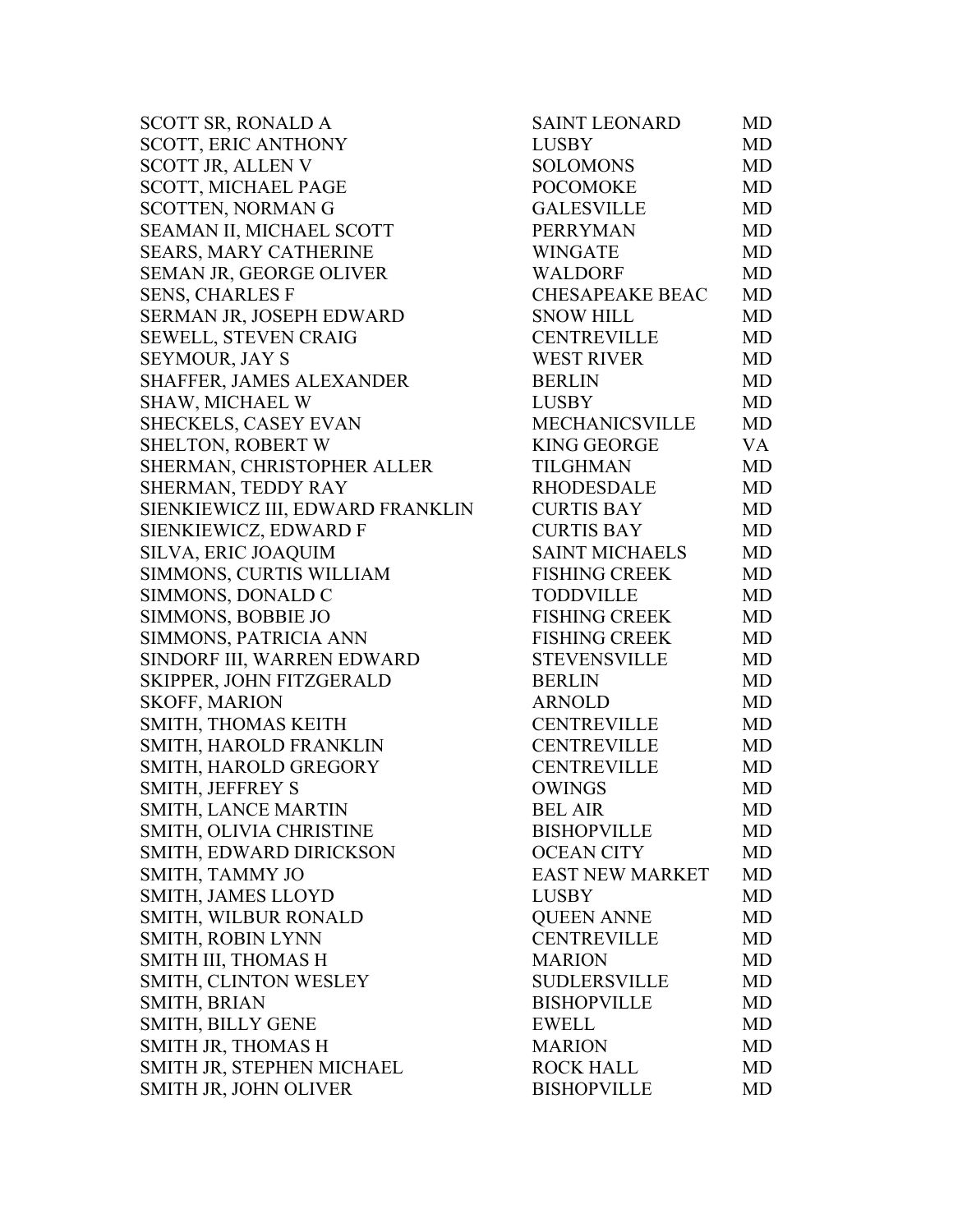| | | |
|---|---|---|
| SCOTT SR, RONALD A | SAINT LEONARD | MD |
| SCOTT, ERIC ANTHONY | LUSBY | MD |
| SCOTT JR, ALLEN V | SOLOMONS | MD |
| SCOTT, MICHAEL PAGE | POCOMOKE | MD |
| SCOTTEN, NORMAN G | GALESVILLE | MD |
| SEAMAN II, MICHAEL SCOTT | PERRYMAN | MD |
| SEARS, MARY CATHERINE | WINGATE | MD |
| SEMAN JR, GEORGE OLIVER | WALDORF | MD |
| SENS, CHARLES F | CHESAPEAKE BEAC | MD |
| SERMAN JR, JOSEPH EDWARD | SNOW HILL | MD |
| SEWELL, STEVEN CRAIG | CENTREVILLE | MD |
| SEYMOUR, JAY S | WEST RIVER | MD |
| SHAFFER, JAMES ALEXANDER | BERLIN | MD |
| SHAW, MICHAEL W | LUSBY | MD |
| SHECKELS, CASEY EVAN | MECHANICSVILLE | MD |
| SHELTON, ROBERT W | KING GEORGE | VA |
| SHERMAN, CHRISTOPHER ALLER | TILGHMAN | MD |
| SHERMAN, TEDDY RAY | RHODESDALE | MD |
| SIENKIEWICZ III, EDWARD FRANKLIN | CURTIS BAY | MD |
| SIENKIEWICZ, EDWARD F | CURTIS BAY | MD |
| SILVA, ERIC JOAQUIM | SAINT MICHAELS | MD |
| SIMMONS, CURTIS WILLIAM | FISHING CREEK | MD |
| SIMMONS, DONALD C | TODDVILLE | MD |
| SIMMONS, BOBBIE JO | FISHING CREEK | MD |
| SIMMONS, PATRICIA ANN | FISHING CREEK | MD |
| SINDORF III, WARREN EDWARD | STEVENSVILLE | MD |
| SKIPPER, JOHN FITZGERALD | BERLIN | MD |
| SKOFF, MARION | ARNOLD | MD |
| SMITH, THOMAS KEITH | CENTREVILLE | MD |
| SMITH, HAROLD FRANKLIN | CENTREVILLE | MD |
| SMITH, HAROLD GREGORY | CENTREVILLE | MD |
| SMITH, JEFFREY S | OWINGS | MD |
| SMITH, LANCE MARTIN | BEL AIR | MD |
| SMITH, OLIVIA CHRISTINE | BISHOPVILLE | MD |
| SMITH, EDWARD DIRICKSON | OCEAN CITY | MD |
| SMITH, TAMMY JO | EAST NEW MARKET | MD |
| SMITH, JAMES LLOYD | LUSBY | MD |
| SMITH, WILBUR RONALD | QUEEN ANNE | MD |
| SMITH, ROBIN LYNN | CENTREVILLE | MD |
| SMITH III, THOMAS H | MARION | MD |
| SMITH, CLINTON WESLEY | SUDLERSVILLE | MD |
| SMITH, BRIAN | BISHOPVILLE | MD |
| SMITH, BILLY GENE | EWELL | MD |
| SMITH JR, THOMAS H | MARION | MD |
| SMITH JR, STEPHEN MICHAEL | ROCK HALL | MD |
| SMITH JR, JOHN OLIVER | BISHOPVILLE | MD |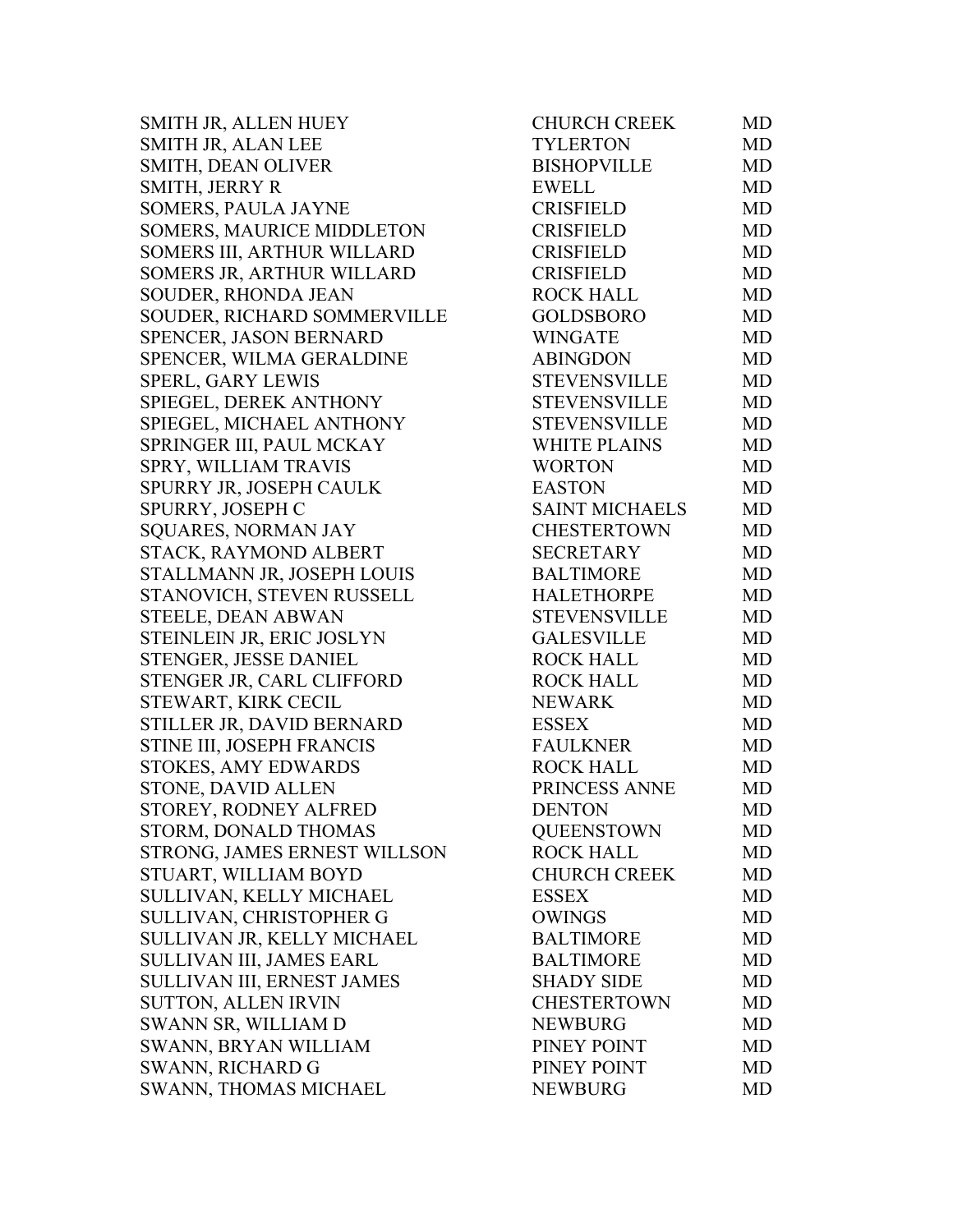| | | |
|---|---|---|
| SMITH JR, ALLEN HUEY | CHURCH CREEK | MD |
| SMITH JR, ALAN LEE | TYLERTON | MD |
| SMITH, DEAN OLIVER | BISHOPVILLE | MD |
| SMITH, JERRY R | EWELL | MD |
| SOMERS, PAULA JAYNE | CRISFIELD | MD |
| SOMERS, MAURICE MIDDLETON | CRISFIELD | MD |
| SOMERS III, ARTHUR WILLARD | CRISFIELD | MD |
| SOMERS JR, ARTHUR WILLARD | CRISFIELD | MD |
| SOUDER, RHONDA JEAN | ROCK HALL | MD |
| SOUDER, RICHARD SOMMERVILLE | GOLDSBORO | MD |
| SPENCER, JASON BERNARD | WINGATE | MD |
| SPENCER, WILMA GERALDINE | ABINGDON | MD |
| SPERL, GARY LEWIS | STEVENSVILLE | MD |
| SPIEGEL, DEREK ANTHONY | STEVENSVILLE | MD |
| SPIEGEL, MICHAEL ANTHONY | STEVENSVILLE | MD |
| SPRINGER III, PAUL MCKAY | WHITE PLAINS | MD |
| SPRY, WILLIAM TRAVIS | WORTON | MD |
| SPURRY JR, JOSEPH CAULK | EASTON | MD |
| SPURRY, JOSEPH C | SAINT MICHAELS | MD |
| SQUARES, NORMAN JAY | CHESTERTOWN | MD |
| STACK, RAYMOND ALBERT | SECRETARY | MD |
| STALLMANN JR, JOSEPH LOUIS | BALTIMORE | MD |
| STANOVICH, STEVEN RUSSELL | HALETHORPE | MD |
| STEELE, DEAN ABWAN | STEVENSVILLE | MD |
| STEINLEIN JR, ERIC JOSLYN | GALESVILLE | MD |
| STENGER, JESSE DANIEL | ROCK HALL | MD |
| STENGER JR, CARL CLIFFORD | ROCK HALL | MD |
| STEWART, KIRK CECIL | NEWARK | MD |
| STILLER JR, DAVID BERNARD | ESSEX | MD |
| STINE III, JOSEPH FRANCIS | FAULKNER | MD |
| STOKES, AMY EDWARDS | ROCK HALL | MD |
| STONE, DAVID ALLEN | PRINCESS ANNE | MD |
| STOREY, RODNEY ALFRED | DENTON | MD |
| STORM, DONALD THOMAS | QUEENSTOWN | MD |
| STRONG, JAMES ERNEST WILLSON | ROCK HALL | MD |
| STUART, WILLIAM BOYD | CHURCH CREEK | MD |
| SULLIVAN, KELLY MICHAEL | ESSEX | MD |
| SULLIVAN, CHRISTOPHER G | OWINGS | MD |
| SULLIVAN JR, KELLY MICHAEL | BALTIMORE | MD |
| SULLIVAN III, JAMES EARL | BALTIMORE | MD |
| SULLIVAN III, ERNEST JAMES | SHADY SIDE | MD |
| SUTTON, ALLEN IRVIN | CHESTERTOWN | MD |
| SWANN SR, WILLIAM D | NEWBURG | MD |
| SWANN, BRYAN WILLIAM | PINEY POINT | MD |
| SWANN, RICHARD G | PINEY POINT | MD |
| SWANN, THOMAS MICHAEL | NEWBURG | MD |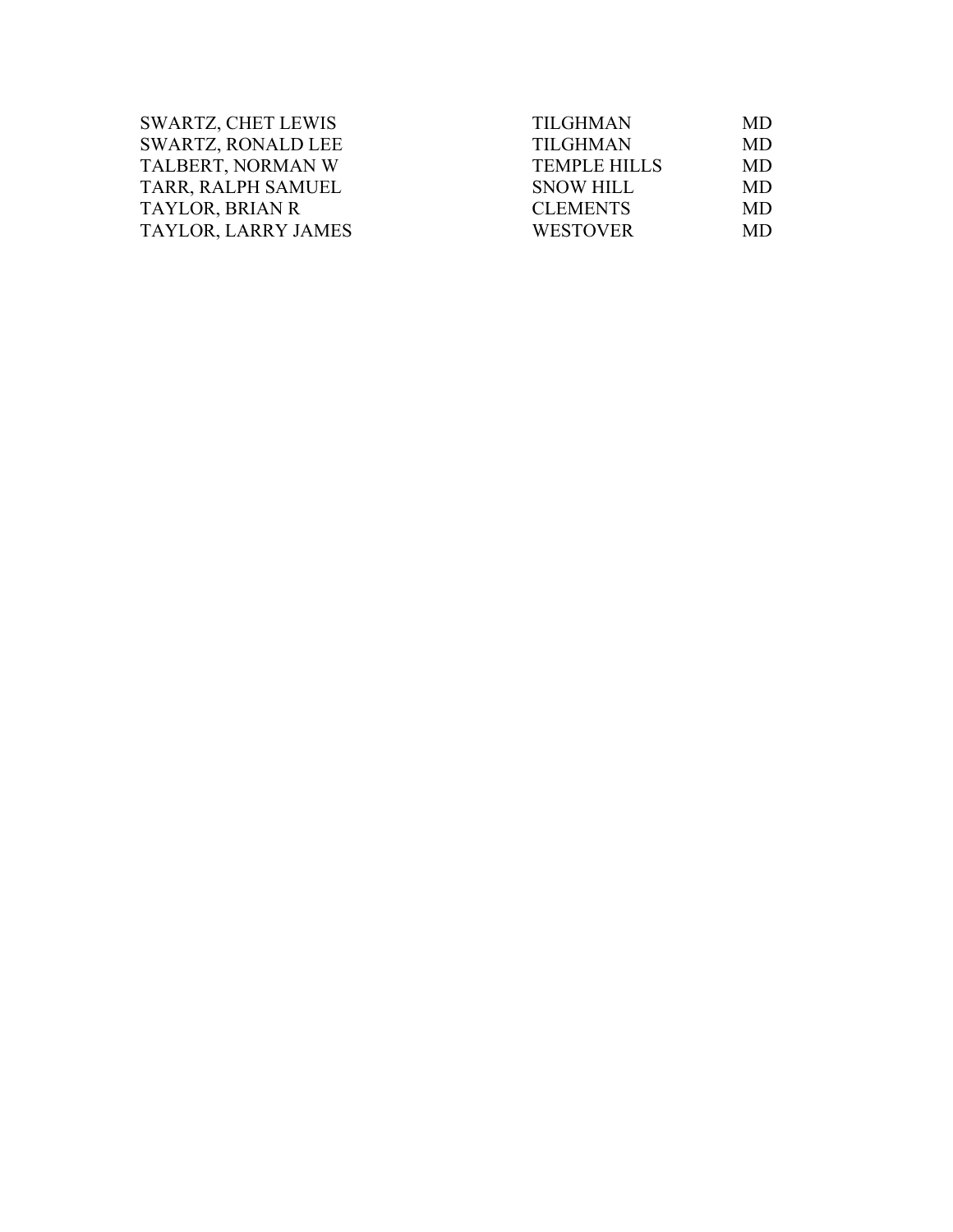| | | |
|---|---|---|
| SWARTZ, CHET LEWIS | TILGHMAN | MD |
| SWARTZ, RONALD LEE | TILGHMAN | MD |
| TALBERT, NORMAN W | TEMPLE HILLS | MD |
| TARR, RALPH SAMUEL | SNOW HILL | MD |
| TAYLOR, BRIAN R | CLEMENTS | MD |
| TAYLOR, LARRY JAMES | WESTOVER | MD |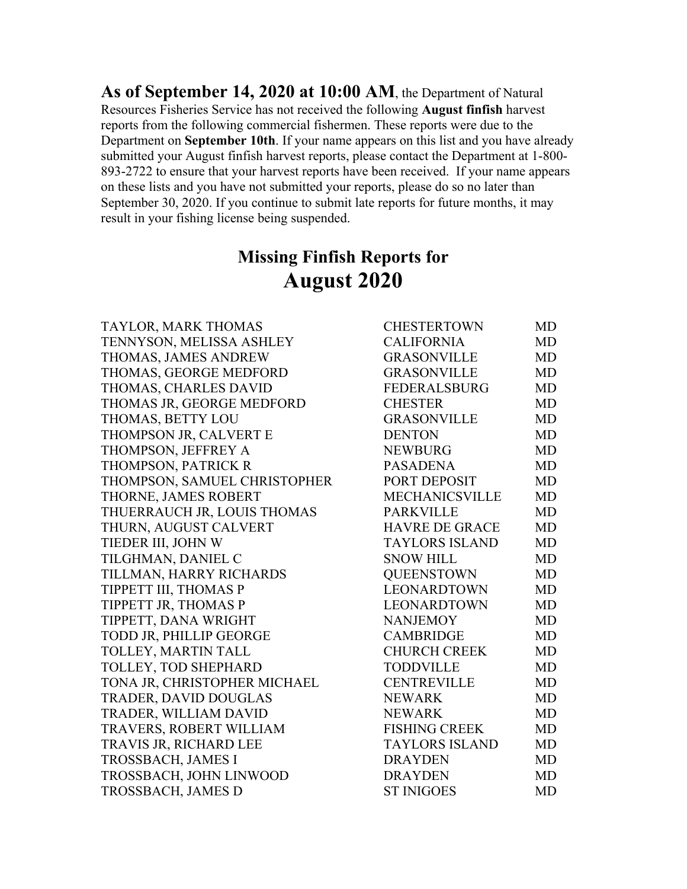**As of September 14, 2020 at 10:00 AM**, the Department of Natural Resources Fisheries Service has not received the following **August finfish** harvest reports from the following commercial fishermen. These reports were due to the Department on **September 10th**. If your name appears on this list and you have already submitted your August finfish harvest reports, please contact the Department at 1-800-893-2722 to ensure that your harvest reports have been received. If your name appears on these lists and you have not submitted your reports, please do so no later than September 30, 2020. If you continue to submit late reports for future months, it may result in your fishing license being suspended.

## Missing Finfish Reports for
# August 2020

| | | |
|---|---|---|
| TAYLOR, MARK THOMAS | CHESTERTOWN | MD |
| TENNYSON, MELISSA ASHLEY | CALIFORNIA | MD |
| THOMAS, JAMES ANDREW | GRASONVILLE | MD |
| THOMAS, GEORGE MEDFORD | GRASONVILLE | MD |
| THOMAS, CHARLES DAVID | FEDERALSBURG | MD |
| THOMAS JR, GEORGE MEDFORD | CHESTER | MD |
| THOMAS, BETTY LOU | GRASONVILLE | MD |
| THOMPSON JR, CALVERT E | DENTON | MD |
| THOMPSON, JEFFREY A | NEWBURG | MD |
| THOMPSON, PATRICK R | PASADENA | MD |
| THOMPSON, SAMUEL CHRISTOPHER | PORT DEPOSIT | MD |
| THORNE, JAMES ROBERT | MECHANICSVILLE | MD |
| THUERRAUCH JR, LOUIS THOMAS | PARKVILLE | MD |
| THURN, AUGUST CALVERT | HAVRE DE GRACE | MD |
| TIEDER III, JOHN W | TAYLORS ISLAND | MD |
| TILGHMAN, DANIEL C | SNOW HILL | MD |
| TILLMAN, HARRY RICHARDS | QUEENSTOWN | MD |
| TIPPETT III, THOMAS P | LEONARDTOWN | MD |
| TIPPETT JR, THOMAS P | LEONARDTOWN | MD |
| TIPPETT, DANA WRIGHT | NANJEMOY | MD |
| TODD JR, PHILLIP GEORGE | CAMBRIDGE | MD |
| TOLLEY, MARTIN TALL | CHURCH CREEK | MD |
| TOLLEY, TOD SHEPHARD | TODDVILLE | MD |
| TONA JR, CHRISTOPHER MICHAEL | CENTREVILLE | MD |
| TRADER, DAVID DOUGLAS | NEWARK | MD |
| TRADER, WILLIAM DAVID | NEWARK | MD |
| TRAVERS, ROBERT WILLIAM | FISHING CREEK | MD |
| TRAVIS JR, RICHARD LEE | TAYLORS ISLAND | MD |
| TROSSBACH, JAMES I | DRAYDEN | MD |
| TROSSBACH, JOHN LINWOOD | DRAYDEN | MD |
| TROSSBACH, JAMES D | ST INIGOES | MD |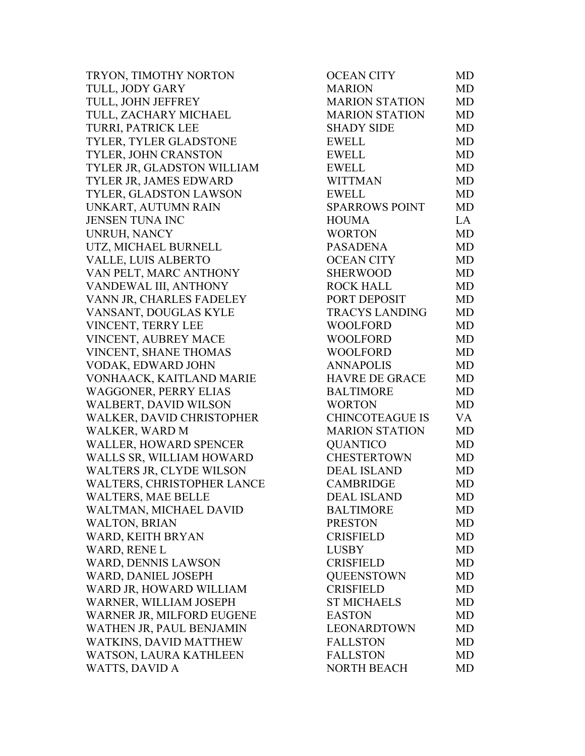| | | |
|---|---|---|
| TRYON, TIMOTHY NORTON | OCEAN CITY | MD |
| TULL, JODY GARY | MARION | MD |
| TULL, JOHN JEFFREY | MARION STATION | MD |
| TULL, ZACHARY MICHAEL | MARION STATION | MD |
| TURRI, PATRICK LEE | SHADY SIDE | MD |
| TYLER, TYLER GLADSTONE | EWELL | MD |
| TYLER, JOHN CRANSTON | EWELL | MD |
| TYLER JR, GLADSTON WILLIAM | EWELL | MD |
| TYLER JR, JAMES EDWARD | WITTMAN | MD |
| TYLER, GLADSTON LAWSON | EWELL | MD |
| UNKART, AUTUMN RAIN | SPARROWS POINT | MD |
| JENSEN TUNA INC | HOUMA | LA |
| UNRUH, NANCY | WORTON | MD |
| UTZ, MICHAEL BURNELL | PASADENA | MD |
| VALLE, LUIS ALBERTO | OCEAN CITY | MD |
| VAN PELT, MARC ANTHONY | SHERWOOD | MD |
| VANDEWAL III, ANTHONY | ROCK HALL | MD |
| VANN JR, CHARLES FADELEY | PORT DEPOSIT | MD |
| VANSANT, DOUGLAS KYLE | TRACYS LANDING | MD |
| VINCENT, TERRY LEE | WOOLFORD | MD |
| VINCENT, AUBREY MACE | WOOLFORD | MD |
| VINCENT, SHANE THOMAS | WOOLFORD | MD |
| VODAK, EDWARD JOHN | ANNAPOLIS | MD |
| VONHAACK, KAITLAND MARIE | HAVRE DE GRACE | MD |
| WAGGONER, PERRY ELIAS | BALTIMORE | MD |
| WALBERT, DAVID WILSON | WORTON | MD |
| WALKER, DAVID CHRISTOPHER | CHINCOTEAGUE IS | VA |
| WALKER, WARD M | MARION STATION | MD |
| WALLER, HOWARD SPENCER | QUANTICO | MD |
| WALLS SR, WILLIAM HOWARD | CHESTERTOWN | MD |
| WALTERS JR, CLYDE WILSON | DEAL ISLAND | MD |
| WALTERS, CHRISTOPHER LANCE | CAMBRIDGE | MD |
| WALTERS, MAE BELLE | DEAL ISLAND | MD |
| WALTMAN, MICHAEL DAVID | BALTIMORE | MD |
| WALTON, BRIAN | PRESTON | MD |
| WARD, KEITH BRYAN | CRISFIELD | MD |
| WARD, RENE L | LUSBY | MD |
| WARD, DENNIS LAWSON | CRISFIELD | MD |
| WARD, DANIEL JOSEPH | QUEENSTOWN | MD |
| WARD JR, HOWARD WILLIAM | CRISFIELD | MD |
| WARNER, WILLIAM JOSEPH | ST MICHAELS | MD |
| WARNER JR, MILFORD EUGENE | EASTON | MD |
| WATHEN JR, PAUL BENJAMIN | LEONARDTOWN | MD |
| WATKINS, DAVID MATTHEW | FALLSTON | MD |
| WATSON, LAURA KATHLEEN | FALLSTON | MD |
| WATTS, DAVID A | NORTH BEACH | MD |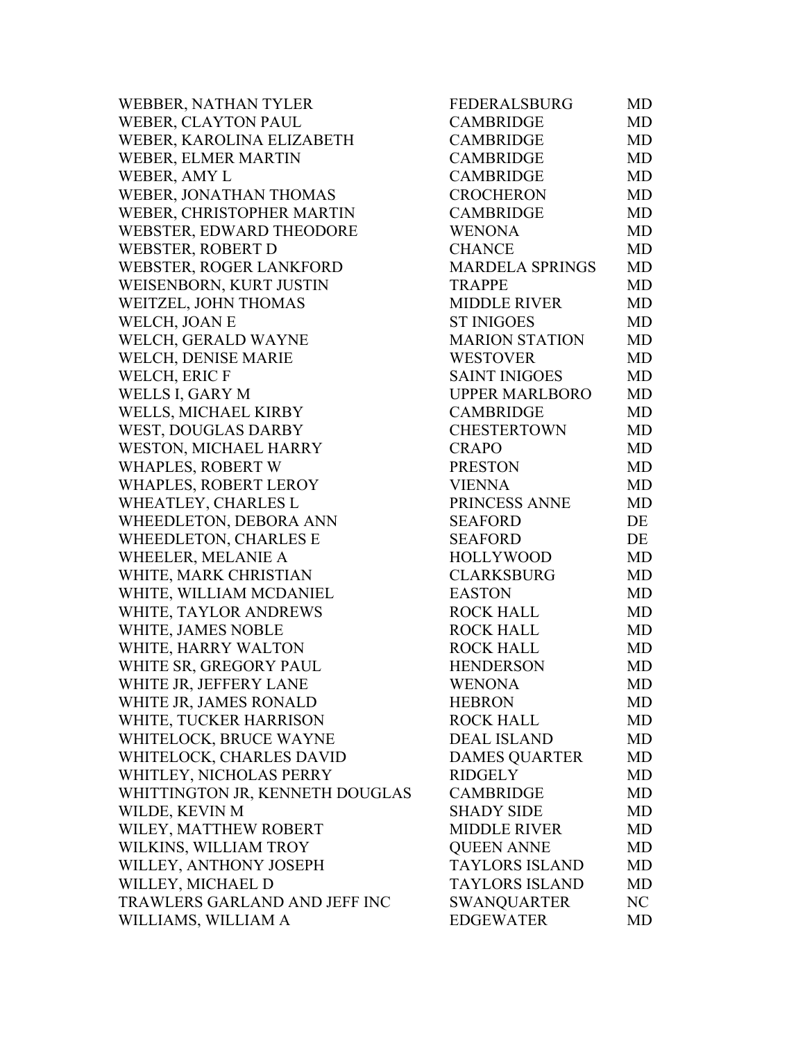| | | |
|---|---|---|
| WEBBER, NATHAN TYLER | FEDERALSBURG | MD |
| WEBER, CLAYTON PAUL | CAMBRIDGE | MD |
| WEBER, KAROLINA ELIZABETH | CAMBRIDGE | MD |
| WEBER, ELMER MARTIN | CAMBRIDGE | MD |
| WEBER, AMY L | CAMBRIDGE | MD |
| WEBER, JONATHAN THOMAS | CROCHERON | MD |
| WEBER, CHRISTOPHER MARTIN | CAMBRIDGE | MD |
| WEBSTER, EDWARD THEODORE | WENONA | MD |
| WEBSTER, ROBERT D | CHANCE | MD |
| WEBSTER, ROGER LANKFORD | MARDELA SPRINGS | MD |
| WEISENBORN, KURT JUSTIN | TRAPPE | MD |
| WEITZEL, JOHN THOMAS | MIDDLE RIVER | MD |
| WELCH, JOAN E | ST INIGOES | MD |
| WELCH, GERALD WAYNE | MARION STATION | MD |
| WELCH, DENISE MARIE | WESTOVER | MD |
| WELCH, ERIC F | SAINT INIGOES | MD |
| WELLS I, GARY M | UPPER MARLBORO | MD |
| WELLS, MICHAEL KIRBY | CAMBRIDGE | MD |
| WEST, DOUGLAS DARBY | CHESTERTOWN | MD |
| WESTON, MICHAEL HARRY | CRAPO | MD |
| WHAPLES, ROBERT W | PRESTON | MD |
| WHAPLES, ROBERT LEROY | VIENNA | MD |
| WHEATLEY, CHARLES L | PRINCESS ANNE | MD |
| WHEEDLETON, DEBORA ANN | SEAFORD | DE |
| WHEEDLETON, CHARLES E | SEAFORD | DE |
| WHEELER, MELANIE A | HOLLYWOOD | MD |
| WHITE, MARK CHRISTIAN | CLARKSBURG | MD |
| WHITE, WILLIAM MCDANIEL | EASTON | MD |
| WHITE, TAYLOR ANDREWS | ROCK HALL | MD |
| WHITE, JAMES NOBLE | ROCK HALL | MD |
| WHITE, HARRY WALTON | ROCK HALL | MD |
| WHITE SR, GREGORY PAUL | HENDERSON | MD |
| WHITE JR, JEFFERY LANE | WENONA | MD |
| WHITE JR, JAMES RONALD | HEBRON | MD |
| WHITE, TUCKER HARRISON | ROCK HALL | MD |
| WHITELOCK, BRUCE WAYNE | DEAL ISLAND | MD |
| WHITELOCK, CHARLES DAVID | DAMES QUARTER | MD |
| WHITLEY, NICHOLAS PERRY | RIDGELY | MD |
| WHITTINGTON JR, KENNETH DOUGLAS | CAMBRIDGE | MD |
| WILDE, KEVIN M | SHADY SIDE | MD |
| WILEY, MATTHEW ROBERT | MIDDLE RIVER | MD |
| WILKINS, WILLIAM TROY | QUEEN ANNE | MD |
| WILLEY, ANTHONY JOSEPH | TAYLORS ISLAND | MD |
| WILLEY, MICHAEL D | TAYLORS ISLAND | MD |
| TRAWLERS GARLAND AND JEFF INC | SWANQUARTER | NC |
| WILLIAMS, WILLIAM A | EDGEWATER | MD |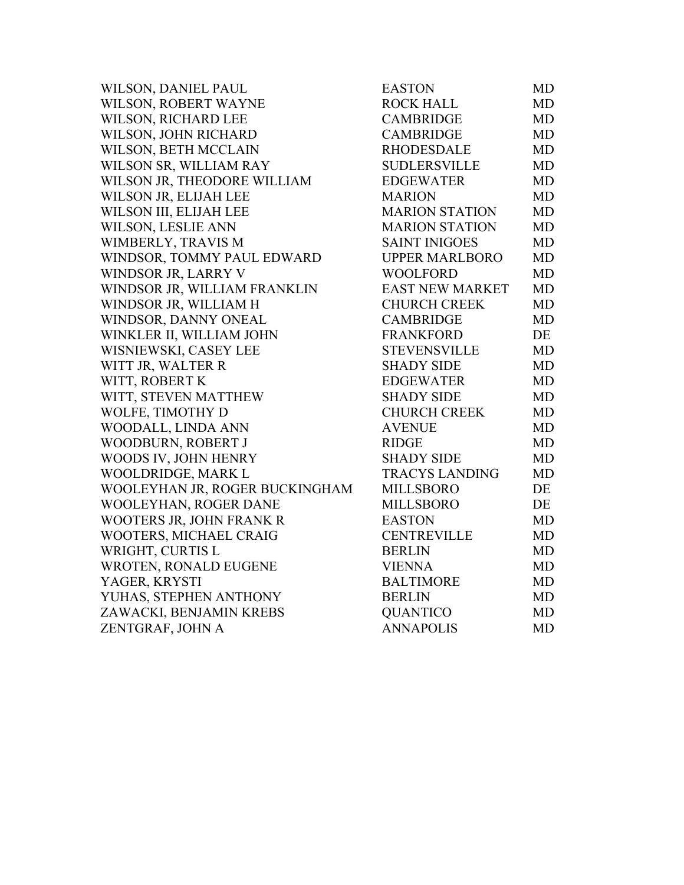| | | |
|---|---|---|
| WILSON, DANIEL PAUL | EASTON | MD |
| WILSON, ROBERT WAYNE | ROCK HALL | MD |
| WILSON, RICHARD LEE | CAMBRIDGE | MD |
| WILSON, JOHN RICHARD | CAMBRIDGE | MD |
| WILSON, BETH MCCLAIN | RHODESDALE | MD |
| WILSON SR, WILLIAM RAY | SUDLERSVILLE | MD |
| WILSON JR, THEODORE WILLIAM | EDGEWATER | MD |
| WILSON JR, ELIJAH LEE | MARION | MD |
| WILSON III, ELIJAH LEE | MARION STATION | MD |
| WILSON, LESLIE ANN | MARION STATION | MD |
| WIMBERLY, TRAVIS M | SAINT INIGOES | MD |
| WINDSOR, TOMMY PAUL EDWARD | UPPER MARLBORO | MD |
| WINDSOR JR, LARRY V | WOOLFORD | MD |
| WINDSOR JR, WILLIAM FRANKLIN | EAST NEW MARKET | MD |
| WINDSOR JR, WILLIAM H | CHURCH CREEK | MD |
| WINDSOR, DANNY ONEAL | CAMBRIDGE | MD |
| WINKLER II, WILLIAM JOHN | FRANKFORD | DE |
| WISNIEWSKI, CASEY LEE | STEVENSVILLE | MD |
| WITT JR, WALTER R | SHADY SIDE | MD |
| WITT, ROBERT K | EDGEWATER | MD |
| WITT, STEVEN MATTHEW | SHADY SIDE | MD |
| WOLFE, TIMOTHY D | CHURCH CREEK | MD |
| WOODALL, LINDA ANN | AVENUE | MD |
| WOODBURN, ROBERT J | RIDGE | MD |
| WOODS IV, JOHN HENRY | SHADY SIDE | MD |
| WOOLDRIDGE, MARK L | TRACYS LANDING | MD |
| WOOLEYHAN JR, ROGER BUCKINGHAM | MILLSBORO | DE |
| WOOLEYHAN, ROGER DANE | MILLSBORO | DE |
| WOOTERS JR, JOHN FRANK R | EASTON | MD |
| WOOTERS, MICHAEL CRAIG | CENTREVILLE | MD |
| WRIGHT, CURTIS L | BERLIN | MD |
| WROTEN, RONALD EUGENE | VIENNA | MD |
| YAGER, KRYSTI | BALTIMORE | MD |
| YUHAS, STEPHEN ANTHONY | BERLIN | MD |
| ZAWACKI, BENJAMIN KREBS | QUANTICO | MD |
| ZENTGRAF, JOHN A | ANNAPOLIS | MD |